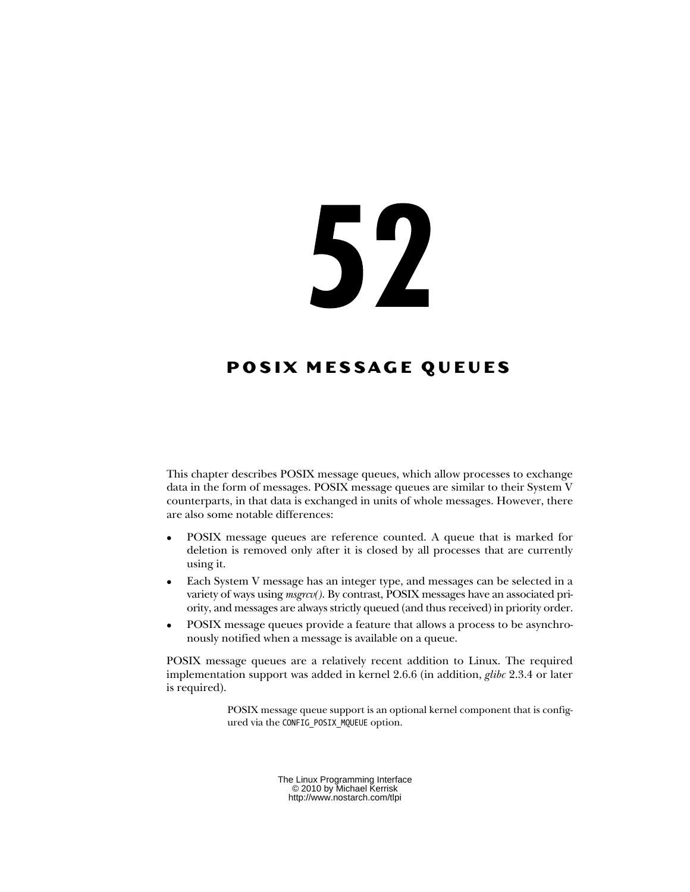# 52

# POSIX MESSAGE QUEUES

This chapter describes POSIX message queues, which allow processes to exchange data in the form of messages. POSIX message queues are similar to their System V counterparts, in that data is exchanged in units of whole messages. However, there are also some notable differences:

- POSIX message queues are reference counted. A queue that is marked for deletion is removed only after it is closed by all processes that are currently using it.
- Each System V message has an integer type, and messages can be selected in a variety of ways using *msgrcv()*. By contrast, POSIX messages have an associated priority, and messages are always strictly queued (and thus received) in priority order.
- POSIX message queues provide a feature that allows a process to be asynchronously notified when a message is available on a queue.

POSIX message queues are a relatively recent addition to Linux. The required implementation support was added in kernel 2.6.6 (in addition, *glibc* 2.3.4 or later is required).

> POSIX message queue support is an optional kernel component that is configured via the `CONFIG_POSIX_MQUEUE` option.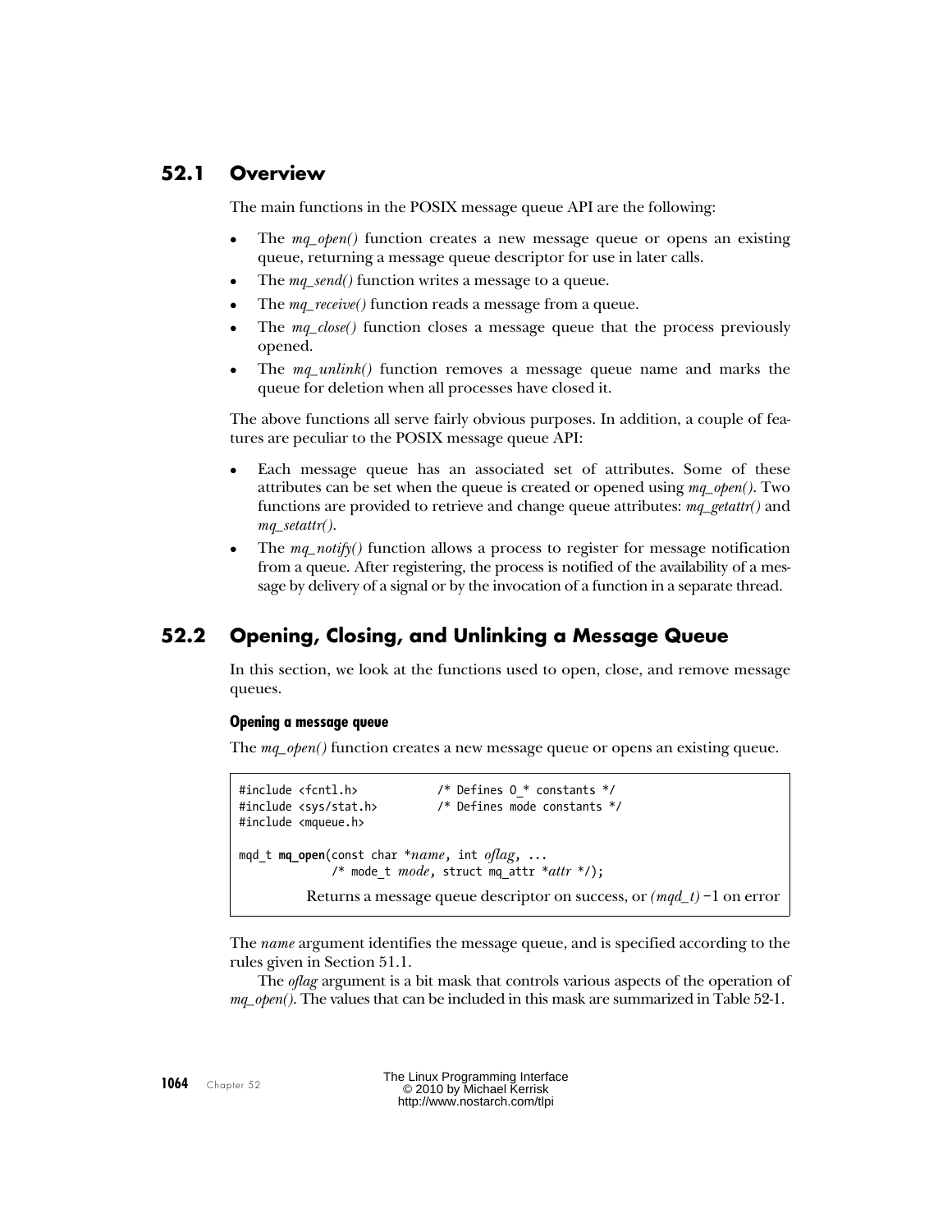## 52.1 Overview

The main functions in the POSIX message queue API are the following:

- The *mq_open()* function creates a new message queue or opens an existing queue, returning a message queue descriptor for use in later calls.
- The *mq_send()* function writes a message to a queue.
- The *mq_receive()* function reads a message from a queue.
- The *mq_close()* function closes a message queue that the process previously opened.
- The *mq_unlink()* function removes a message queue name and marks the queue for deletion when all processes have closed it.

The above functions all serve fairly obvious purposes. In addition, a couple of features are peculiar to the POSIX message queue API:

- Each message queue has an associated set of attributes. Some of these attributes can be set when the queue is created or opened using *mq_open()*. Two functions are provided to retrieve and change queue attributes: *mq_getattr()* and *mq_setattr()*.
- The *mq_notify()* function allows a process to register for message notification from a queue. After registering, the process is notified of the availability of a message by delivery of a signal or by the invocation of a function in a separate thread.

## 52.2 Opening, Closing, and Unlinking a Message Queue

In this section, we look at the functions used to open, close, and remove message queues.

#### Opening a message queue

The *mq_open()* function creates a new message queue or opens an existing queue.

```
#include <fcntl.h>            /* Defines O_* constants */
#include <sys/stat.h>         /* Defines mode constants */
#include <mqueue.h>

mqd_t mq_open(const char *name, int oflag, ...
              /* mode_t mode, struct mq_attr *attr */);
```

Returns a message queue descriptor on success, or *(mqd_t)* –1 on error

The *name* argument identifies the message queue, and is specified according to the rules given in Section 51.1.

The *oflag* argument is a bit mask that controls various aspects of the operation of *mq_open()*. The values that can be included in this mask are summarized in Table 52-1.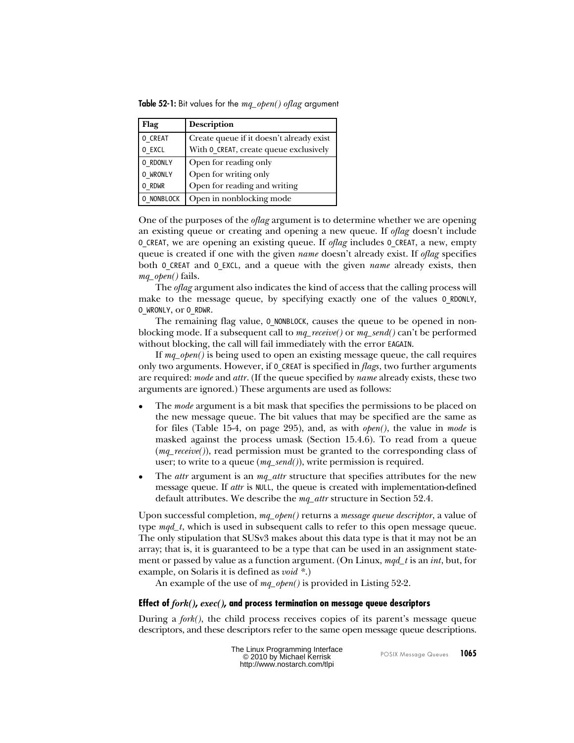**Table 52-1:** Bit values for the *mq_open() oflag* argument

| Flag | Description |
|---|---|
| O_CREAT | Create queue if it doesn't already exist |
| O_EXCL | With O_CREAT, create queue exclusively |
| O_RDONLY | Open for reading only |
| O_WRONLY | Open for writing only |
| O_RDWR | Open for reading and writing |
| O_NONBLOCK | Open in nonblocking mode |

One of the purposes of the *oflag* argument is to determine whether we are opening an existing queue or creating and opening a new queue. If *oflag* doesn't include O_CREAT, we are opening an existing queue. If *oflag* includes O_CREAT, a new, empty queue is created if one with the given *name* doesn't already exist. If *oflag* specifies both O_CREAT and O_EXCL, and a queue with the given *name* already exists, then *mq_open()* fails.

The *oflag* argument also indicates the kind of access that the calling process will make to the message queue, by specifying exactly one of the values O_RDONLY, O_WRONLY, or O_RDWR.

The remaining flag value, O_NONBLOCK, causes the queue to be opened in non-blocking mode. If a subsequent call to *mq_receive()* or *mq_send()* can't be performed without blocking, the call will fail immediately with the error EAGAIN.

If *mq_open()* is being used to open an existing message queue, the call requires only two arguments. However, if O_CREAT is specified in *flags*, two further arguments are required: *mode* and *attr*. (If the queue specified by *name* already exists, these two arguments are ignored.) These arguments are used as follows:

- The *mode* argument is a bit mask that specifies the permissions to be placed on the new message queue. The bit values that may be specified are the same as for files (Table 15-4, on page 295), and, as with *open()*, the value in *mode* is masked against the process umask (Section 15.4.6). To read from a queue (*mq_receive()*), read permission must be granted to the corresponding class of user; to write to a queue (*mq_send()*), write permission is required.
- The *attr* argument is an *mq_attr* structure that specifies attributes for the new message queue. If *attr* is NULL, the queue is created with implementation-defined default attributes. We describe the *mq_attr* structure in Section 52.4.

Upon successful completion, *mq_open()* returns a *message queue descriptor*, a value of type *mqd_t*, which is used in subsequent calls to refer to this open message queue. The only stipulation that SUSv3 makes about this data type is that it may not be an array; that is, it is guaranteed to be a type that can be used in an assignment statement or passed by value as a function argument. (On Linux, *mqd_t* is an *int*, but, for example, on Solaris it is defined as *void \**.)

An example of the use of *mq_open()* is provided in Listing 52-2.

#### Effect of *fork()*, *exec()*, and process termination on message queue descriptors

During a *fork()*, the child process receives copies of its parent's message queue descriptors, and these descriptors refer to the same open message queue descriptions.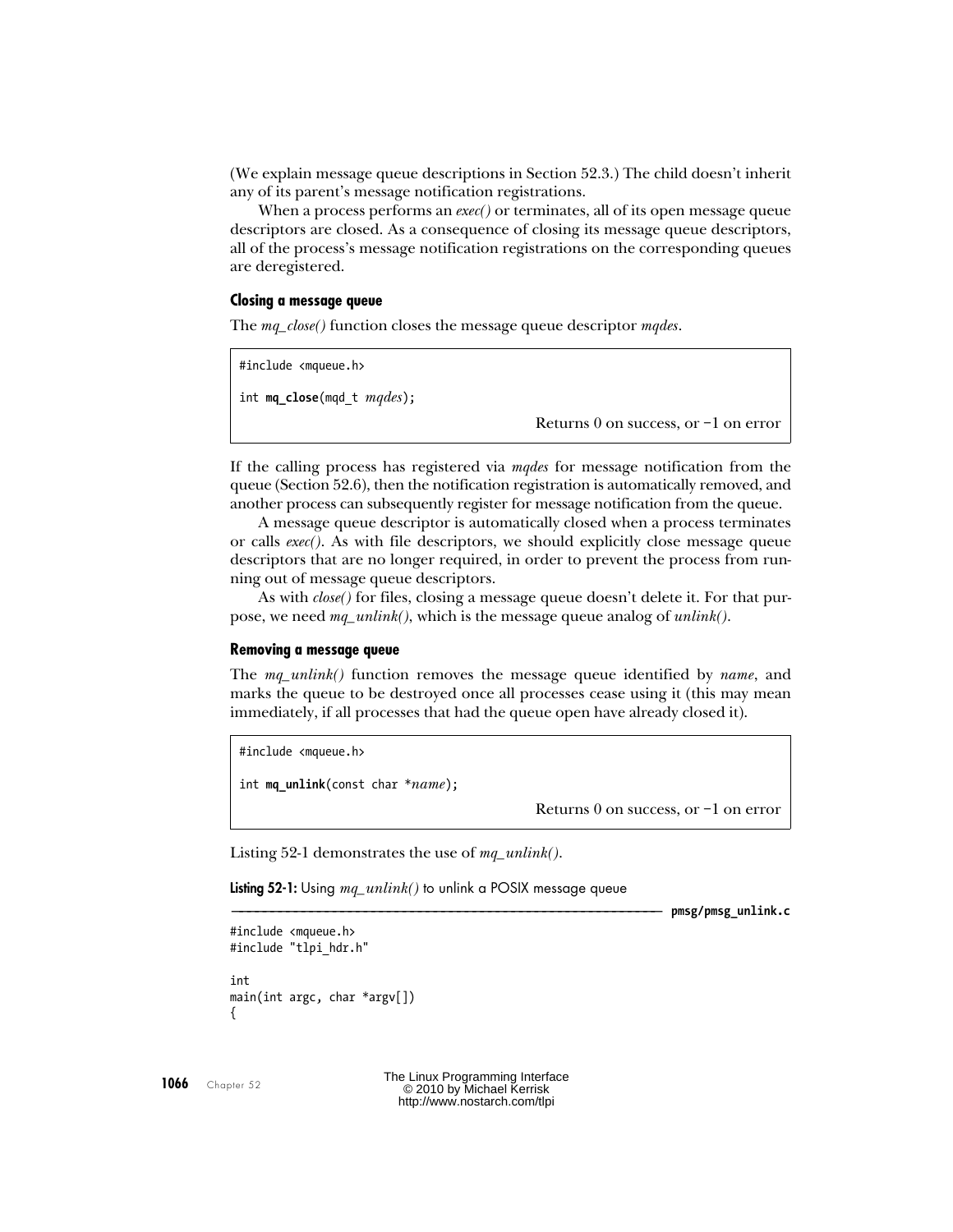(We explain message queue descriptions in Section 52.3.) The child doesn't inherit any of its parent's message notification registrations.

When a process performs an *exec()* or terminates, all of its open message queue descriptors are closed. As a consequence of closing its message queue descriptors, all of the process's message notification registrations on the corresponding queues are deregistered.

### Closing a message queue

The *mq_close()* function closes the message queue descriptor *mqdes*.

```
#include <mqueue.h>

int mq_close(mqd_t mqdes);
```

Returns 0 on success, or –1 on error

If the calling process has registered via *mqdes* for message notification from the queue (Section 52.6), then the notification registration is automatically removed, and another process can subsequently register for message notification from the queue.

A message queue descriptor is automatically closed when a process terminates or calls *exec()*. As with file descriptors, we should explicitly close message queue descriptors that are no longer required, in order to prevent the process from running out of message queue descriptors.

As with *close()* for files, closing a message queue doesn't delete it. For that purpose, we need *mq_unlink()*, which is the message queue analog of *unlink()*.

### Removing a message queue

The *mq_unlink()* function removes the message queue identified by *name*, and marks the queue to be destroyed once all processes cease using it (this may mean immediately, if all processes that had the queue open have already closed it).

```
#include <mqueue.h>

int mq_unlink(const char *name);
```

Returns 0 on success, or –1 on error

Listing 52-1 demonstrates the use of *mq_unlink()*.

**Listing 52-1:** Using *mq_unlink()* to unlink a POSIX message queue

**pmsg/pmsg_unlink.c**

```
#include <mqueue.h>
#include "tlpi_hdr.h"

int
main(int argc, char *argv[])
{
```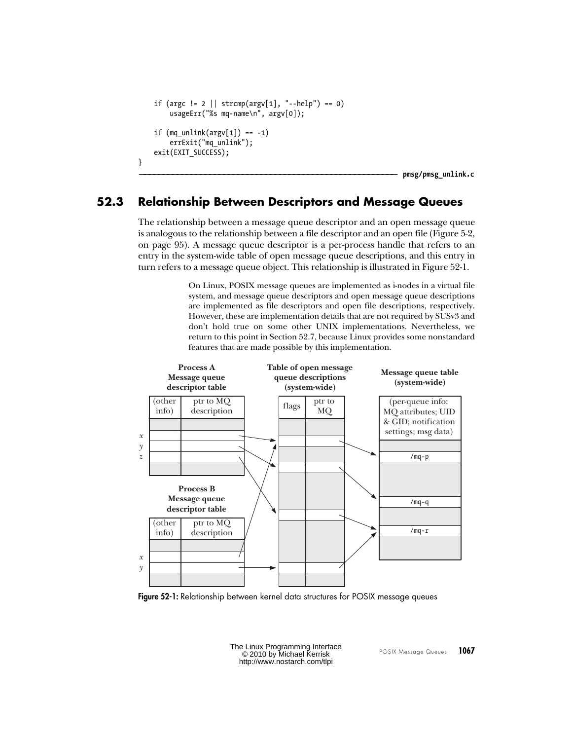```
    if (argc != 2 || strcmp(argv[1], "--help") == 0)
        usageErr("%s mq-name\n", argv[0]);

    if (mq_unlink(argv[1]) == -1)
        errExit("mq_unlink");
    exit(EXIT_SUCCESS);
}
```

**pmsg/pmsg_unlink.c**

## 52.3 Relationship Between Descriptors and Message Queues

The relationship between a message queue descriptor and an open message queue is analogous to the relationship between a file descriptor and an open file (Figure 5-2, on page 95). A message queue descriptor is a per-process handle that refers to an entry in the system-wide table of open message queue descriptions, and this entry in turn refers to a message queue object. This relationship is illustrated in Figure 52-1.

> On Linux, POSIX message queues are implemented as i-nodes in a virtual file system, and message queue descriptors and open message queue descriptions are implemented as file descriptors and open file descriptions, respectively. However, these are implementation details that are not required by SUSv3 and don't hold true on some other UNIX implementations. Nevertheless, we return to this point in Section 52.7, because Linux provides some nonstandard features that are made possible by this implementation.

**Figure 52-1:** Relationship between kernel data structures for POSIX message queues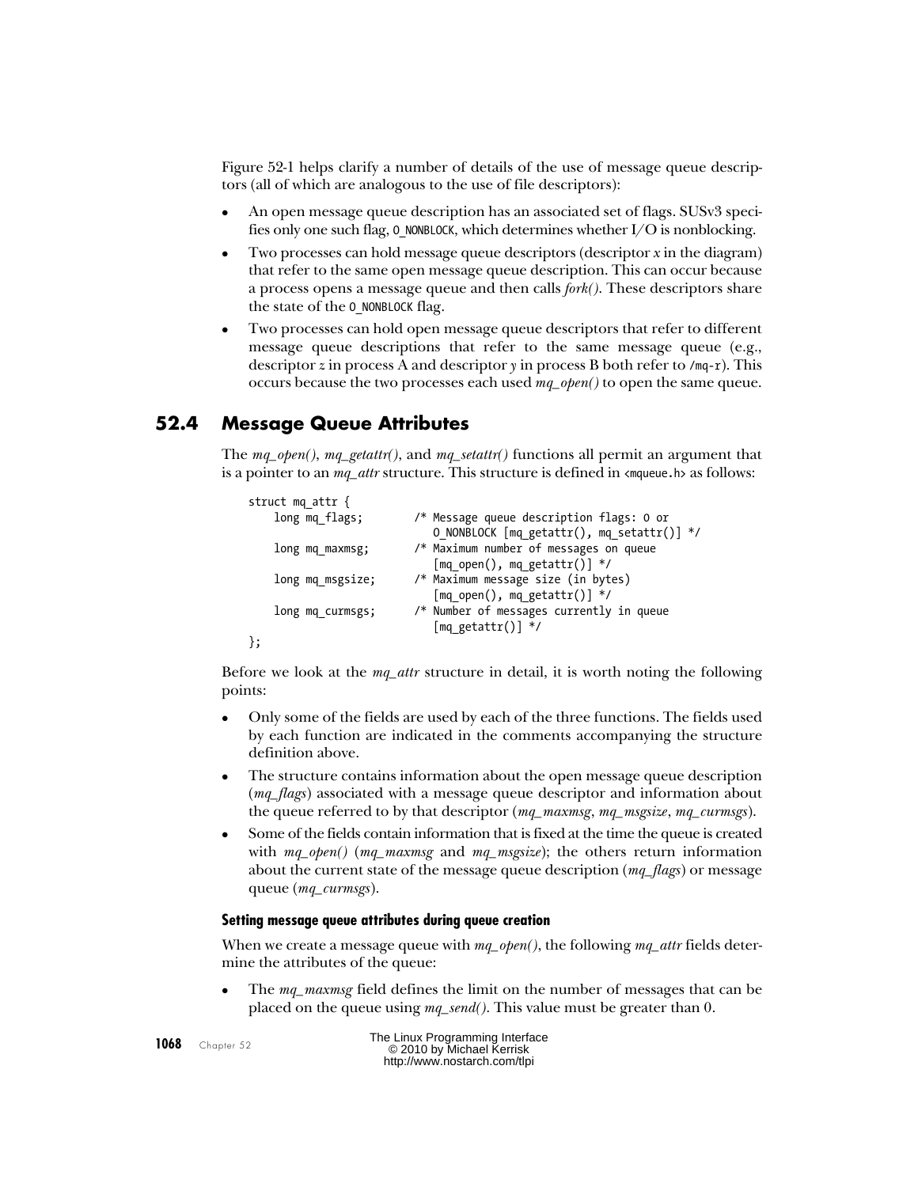Figure 52-1 helps clarify a number of details of the use of message queue descriptors (all of which are analogous to the use of file descriptors):

- An open message queue description has an associated set of flags. SUSv3 specifies only one such flag, `O_NONBLOCK`, which determines whether I/O is nonblocking.
- Two processes can hold message queue descriptors (descriptor *x* in the diagram) that refer to the same open message queue description. This can occur because a process opens a message queue and then calls *fork()*. These descriptors share the state of the `O_NONBLOCK` flag.
- Two processes can hold open message queue descriptors that refer to different message queue descriptions that refer to the same message queue (e.g., descriptor *z* in process A and descriptor *y* in process B both refer to `/mq-r`). This occurs because the two processes each used *mq_open()* to open the same queue.

## 52.4 Message Queue Attributes

The *mq_open()*, *mq_getattr()*, and *mq_setattr()* functions all permit an argument that is a pointer to an *mq_attr* structure. This structure is defined in `<mqueue.h>` as follows:

```
struct mq_attr {
    long mq_flags;        /* Message queue description flags: 0 or
                             O_NONBLOCK [mq_getattr(), mq_setattr()] */
    long mq_maxmsg;       /* Maximum number of messages on queue
                             [mq_open(), mq_getattr()] */
    long mq_msgsize;      /* Maximum message size (in bytes)
                             [mq_open(), mq_getattr()] */
    long mq_curmsgs;      /* Number of messages currently in queue
                             [mq_getattr()] */
};
```

Before we look at the *mq_attr* structure in detail, it is worth noting the following points:

- Only some of the fields are used by each of the three functions. The fields used by each function are indicated in the comments accompanying the structure definition above.
- The structure contains information about the open message queue description (*mq_flags*) associated with a message queue descriptor and information about the queue referred to by that descriptor (*mq_maxmsg*, *mq_msgsize*, *mq_curmsgs*).
- Some of the fields contain information that is fixed at the time the queue is created with *mq_open()* (*mq_maxmsg* and *mq_msgsize*); the others return information about the current state of the message queue description (*mq_flags*) or message queue (*mq_curmsgs*).

#### Setting message queue attributes during queue creation

When we create a message queue with *mq_open()*, the following *mq_attr* fields determine the attributes of the queue:

- The *mq_maxmsg* field defines the limit on the number of messages that can be placed on the queue using *mq_send()*. This value must be greater than 0.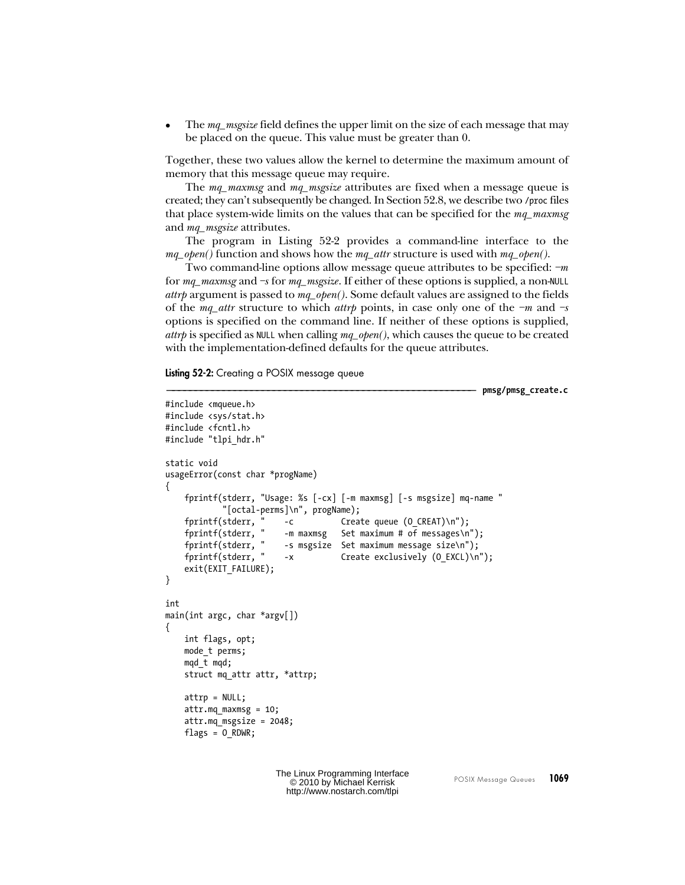- The *mq_msgsize* field defines the upper limit on the size of each message that may be placed on the queue. This value must be greater than 0.

Together, these two values allow the kernel to determine the maximum amount of memory that this message queue may require.

The *mq_maxmsg* and *mq_msgsize* attributes are fixed when a message queue is created; they can't subsequently be changed. In Section 52.8, we describe two /proc files that place system-wide limits on the values that can be specified for the *mq_maxmsg* and *mq_msgsize* attributes.

The program in Listing 52-2 provides a command-line interface to the *mq_open()* function and shows how the *mq_attr* structure is used with *mq_open()*.

Two command-line options allow message queue attributes to be specified: *–m* for *mq_maxmsg* and *–s* for *mq_msgsize*. If either of these options is supplied, a non-NULL *attrp* argument is passed to *mq_open()*. Some default values are assigned to the fields of the *mq_attr* structure to which *attrp* points, in case only one of the *–m* and *–s* options is specified on the command line. If neither of these options is supplied, *attrp* is specified as NULL when calling *mq_open()*, which causes the queue to be created with the implementation-defined defaults for the queue attributes.

**Listing 52-2:** Creating a POSIX message queue

**pmsg/pmsg_create.c**

```
#include <mqueue.h>
#include <sys/stat.h>
#include <fcntl.h>
#include "tlpi_hdr.h"

static void
usageError(const char *progName)
{
    fprintf(stderr, "Usage: %s [-cx] [-m maxmsg] [-s msgsize] mq-name "
            "[octal-perms]\n", progName);
    fprintf(stderr, "    -c          Create queue (O_CREAT)\n");
    fprintf(stderr, "    -m maxmsg   Set maximum # of messages\n");
    fprintf(stderr, "    -s msgsize  Set maximum message size\n");
    fprintf(stderr, "    -x          Create exclusively (O_EXCL)\n");
    exit(EXIT_FAILURE);
}

int
main(int argc, char *argv[])
{
    int flags, opt;
    mode_t perms;
    mqd_t mqd;
    struct mq_attr attr, *attrp;

    attrp = NULL;
    attr.mq_maxmsg = 10;
    attr.mq_msgsize = 2048;
    flags = O_RDWR;
```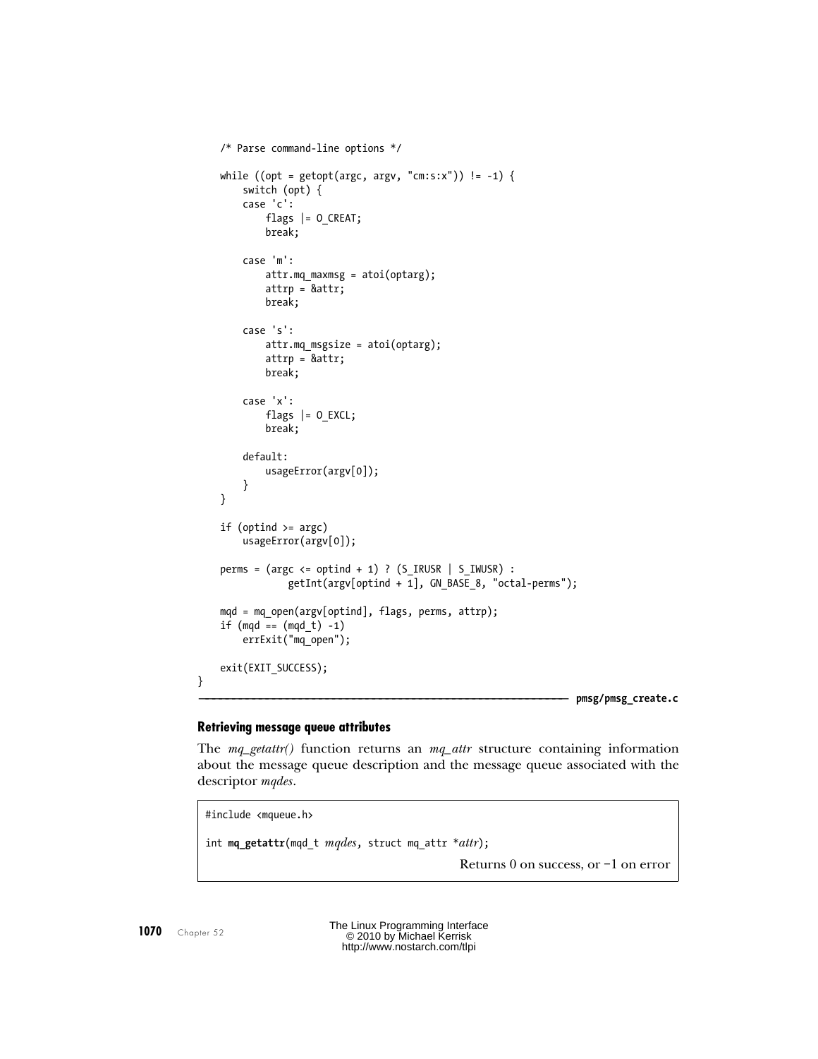```c
    /* Parse command-line options */

    while ((opt = getopt(argc, argv, "cm:s:x")) != -1) {
        switch (opt) {
        case 'c':
            flags |= O_CREAT;
            break;

        case 'm':
            attr.mq_maxmsg = atoi(optarg);
            attrp = &attr;
            break;

        case 's':
            attr.mq_msgsize = atoi(optarg);
            attrp = &attr;
            break;

        case 'x':
            flags |= O_EXCL;
            break;

        default:
            usageError(argv[0]);
        }
    }

    if (optind >= argc)
        usageError(argv[0]);

    perms = (argc <= optind + 1) ? (S_IRUSR | S_IWUSR) :
                getInt(argv[optind + 1], GN_BASE_8, "octal-perms");

    mqd = mq_open(argv[optind], flags, perms, attrp);
    if (mqd == (mqd_t) -1)
        errExit("mq_open");

    exit(EXIT_SUCCESS);
}
```

**pmsg/pmsg_create.c**

#### Retrieving message queue attributes

The *mq_getattr()* function returns an *mq_attr* structure containing information about the message queue description and the message queue associated with the descriptor *mqdes*.

```c
#include <mqueue.h>

int mq_getattr(mqd_t mqdes, struct mq_attr *attr);
```

Returns 0 on success, or –1 on error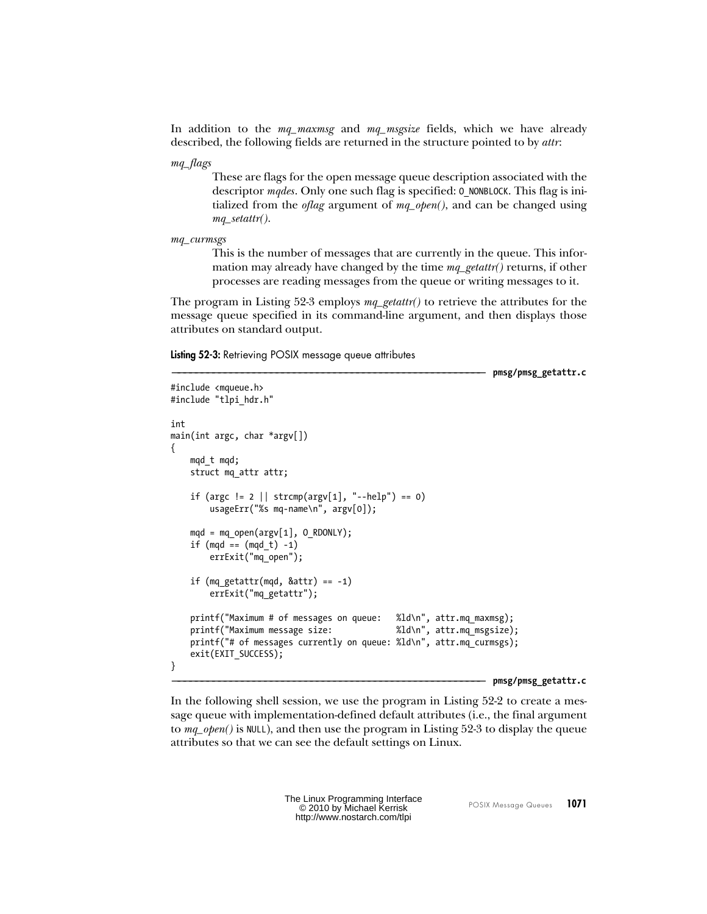In addition to the *mq_maxmsg* and *mq_msgsize* fields, which we have already described, the following fields are returned in the structure pointed to by *attr*:

*mq_flags*

These are flags for the open message queue description associated with the descriptor *mqdes*. Only one such flag is specified: `O_NONBLOCK`. This flag is initialized from the *oflag* argument of *mq_open()*, and can be changed using *mq_setattr()*.

*mq_curmsgs*

This is the number of messages that are currently in the queue. This information may already have changed by the time *mq_getattr()* returns, if other processes are reading messages from the queue or writing messages to it.

The program in Listing 52-3 employs *mq_getattr()* to retrieve the attributes for the message queue specified in its command-line argument, and then displays those attributes on standard output.

**Listing 52-3:** Retrieving POSIX message queue attributes

**pmsg/pmsg_getattr.c**

```
#include <mqueue.h>
#include "tlpi_hdr.h"

int
main(int argc, char *argv[])
{
    mqd_t mqd;
    struct mq_attr attr;

    if (argc != 2 || strcmp(argv[1], "--help") == 0)
        usageErr("%s mq-name\n", argv[0]);

    mqd = mq_open(argv[1], O_RDONLY);
    if (mqd == (mqd_t) -1)
        errExit("mq_open");

    if (mq_getattr(mqd, &attr) == -1)
        errExit("mq_getattr");

    printf("Maximum # of messages on queue:   %ld\n", attr.mq_maxmsg);
    printf("Maximum message size:             %ld\n", attr.mq_msgsize);
    printf("# of messages currently on queue: %ld\n", attr.mq_curmsgs);
    exit(EXIT_SUCCESS);
}
```

**pmsg/pmsg_getattr.c**

In the following shell session, we use the program in Listing 52-2 to create a message queue with implementation-defined default attributes (i.e., the final argument to *mq_open()* is `NULL`), and then use the program in Listing 52-3 to display the queue attributes so that we can see the default settings on Linux.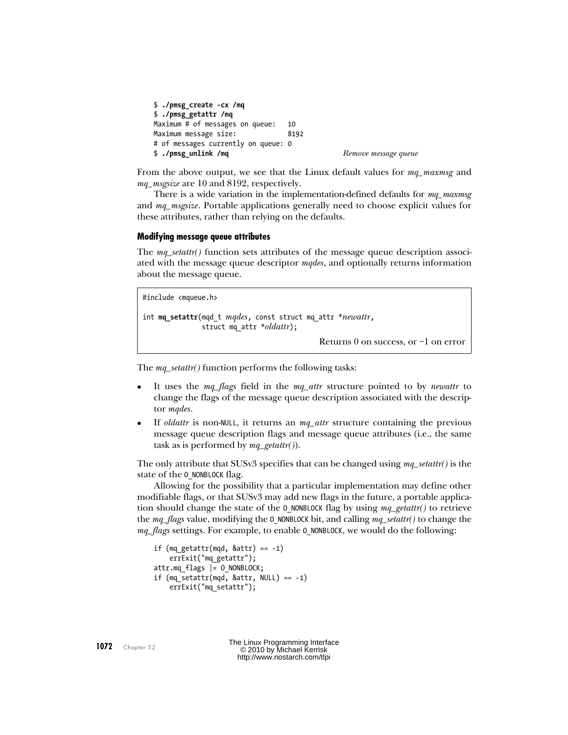```
$ ./pmsg_create -cx /mq
$ ./pmsg_getattr /mq
Maximum # of messages on queue:   10
Maximum message size:             8192
# of messages currently on queue: 0
$ ./pmsg_unlink /mq                                    Remove message queue
```

From the above output, we see that the Linux default values for *mq_maxmsg* and *mq_msgsize* are 10 and 8192, respectively.

There is a wide variation in the implementation-defined defaults for *mq_maxmsg* and *mq_msgsize*. Portable applications generally need to choose explicit values for these attributes, rather than relying on the defaults.

#### Modifying message queue attributes

The *mq_setattr()* function sets attributes of the message queue description associated with the message queue descriptor *mqdes*, and optionally returns information about the message queue.

```
#include <mqueue.h>

int mq_setattr(mqd_t mqdes, const struct mq_attr *newattr,
               struct mq_attr *oldattr);
```

Returns 0 on success, or –1 on error

The *mq_setattr()* function performs the following tasks:

- It uses the *mq_flags* field in the *mq_attr* structure pointed to by *newattr* to change the flags of the message queue description associated with the descriptor *mqdes*.
- If *oldattr* is non-NULL, it returns an *mq_attr* structure containing the previous message queue description flags and message queue attributes (i.e., the same task as is performed by *mq_getattr()*).

The only attribute that SUSv3 specifies that can be changed using *mq_setattr()* is the state of the O_NONBLOCK flag.

Allowing for the possibility that a particular implementation may define other modifiable flags, or that SUSv3 may add new flags in the future, a portable application should change the state of the O_NONBLOCK flag by using *mq_getattr()* to retrieve the *mq_flags* value, modifying the O_NONBLOCK bit, and calling *mq_setattr()* to change the *mq_flags* settings. For example, to enable O_NONBLOCK, we would do the following:

```
if (mq_getattr(mqd, &attr) == -1)
    errExit("mq_getattr");
attr.mq_flags |= O_NONBLOCK;
if (mq_setattr(mqd, &attr, NULL) == -1)
    errExit("mq_setattr");
```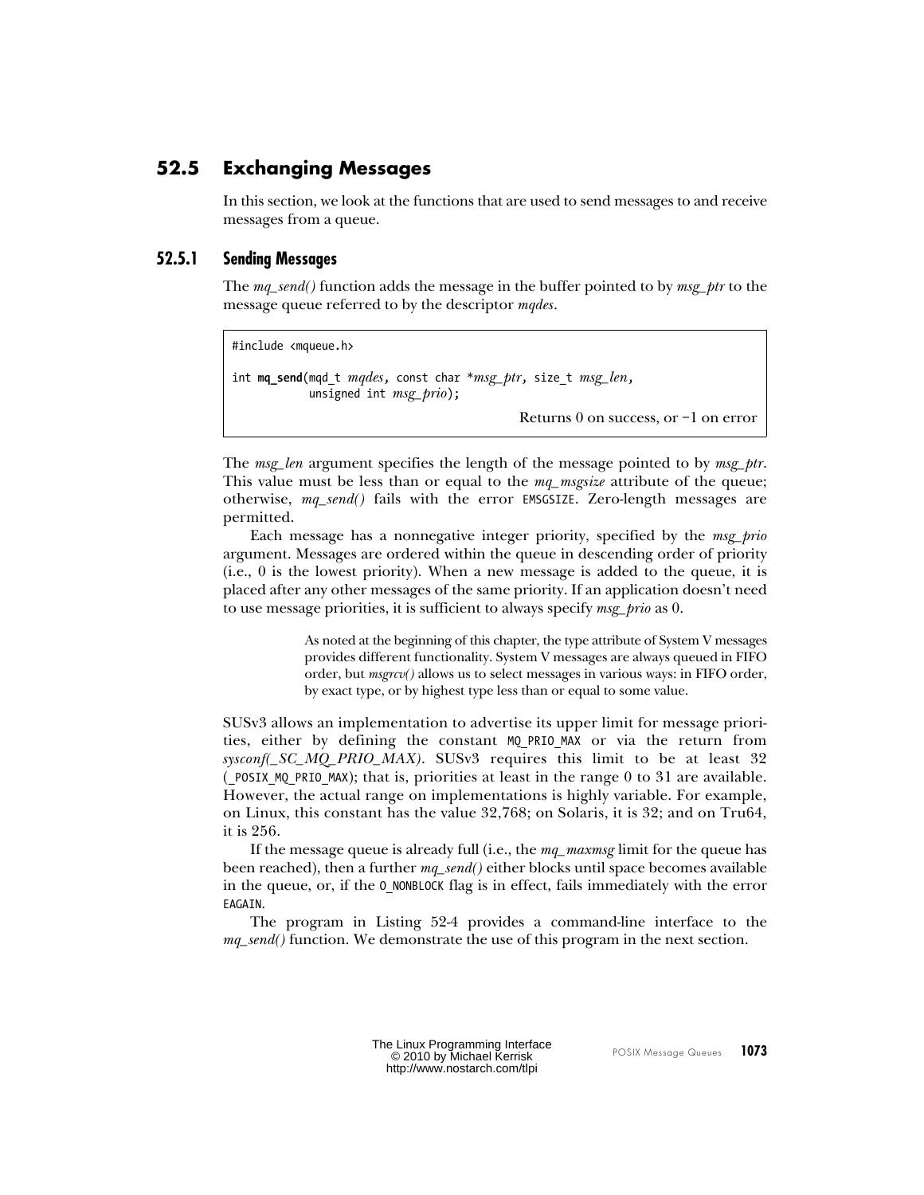## 52.5 Exchanging Messages

In this section, we look at the functions that are used to send messages to and receive messages from a queue.

### 52.5.1 Sending Messages

The *mq_send()* function adds the message in the buffer pointed to by *msg_ptr* to the message queue referred to by the descriptor *mqdes*.

```
#include <mqueue.h>

int mq_send(mqd_t mqdes, const char *msg_ptr, size_t msg_len,
            unsigned int msg_prio);
```

Returns 0 on success, or –1 on error

The *msg_len* argument specifies the length of the message pointed to by *msg_ptr*. This value must be less than or equal to the *mq_msgsize* attribute of the queue; otherwise, *mq_send()* fails with the error `EMSGSIZE`. Zero-length messages are permitted.

Each message has a nonnegative integer priority, specified by the *msg_prio* argument. Messages are ordered within the queue in descending order of priority (i.e., 0 is the lowest priority). When a new message is added to the queue, it is placed after any other messages of the same priority. If an application doesn't need to use message priorities, it is sufficient to always specify *msg_prio* as 0.

> As noted at the beginning of this chapter, the type attribute of System V messages provides different functionality. System V messages are always queued in FIFO order, but *msgrcv()* allows us to select messages in various ways: in FIFO order, by exact type, or by highest type less than or equal to some value.

SUSv3 allows an implementation to advertise its upper limit for message priorities, either by defining the constant `MQ_PRIO_MAX` or via the return from *sysconf(_SC_MQ_PRIO_MAX)*. SUSv3 requires this limit to be at least 32 (`_POSIX_MQ_PRIO_MAX`); that is, priorities at least in the range 0 to 31 are available. However, the actual range on implementations is highly variable. For example, on Linux, this constant has the value 32,768; on Solaris, it is 32; and on Tru64, it is 256.

If the message queue is already full (i.e., the *mq_maxmsg* limit for the queue has been reached), then a further *mq_send()* either blocks until space becomes available in the queue, or, if the `O_NONBLOCK` flag is in effect, fails immediately with the error `EAGAIN`.

The program in Listing 52-4 provides a command-line interface to the *mq_send()* function. We demonstrate the use of this program in the next section.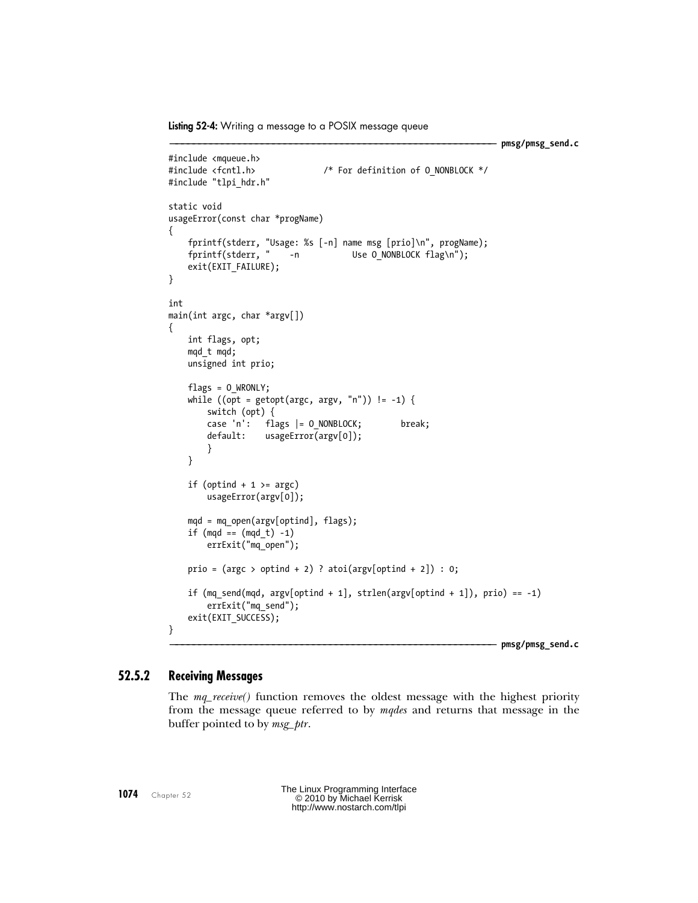**Listing 52-4:** Writing a message to a POSIX message queue

```
–––––––––––––––––––––––––––––––––––––––––––––––––––––––––––––– pmsg/pmsg_send.c
#include <mqueue.h>
#include <fcntl.h>              /* For definition of O_NONBLOCK */
#include "tlpi_hdr.h"

static void
usageError(const char *progName)
{
    fprintf(stderr, "Usage: %s [-n] name msg [prio]\n", progName);
    fprintf(stderr, "    -n           Use O_NONBLOCK flag\n");
    exit(EXIT_FAILURE);
}

int
main(int argc, char *argv[])
{
    int flags, opt;
    mqd_t mqd;
    unsigned int prio;

    flags = O_WRONLY;
    while ((opt = getopt(argc, argv, "n")) != -1) {
        switch (opt) {
        case 'n':   flags |= O_NONBLOCK;        break;
        default:    usageError(argv[0]);
        }
    }

    if (optind + 1 >= argc)
        usageError(argv[0]);

    mqd = mq_open(argv[optind], flags);
    if (mqd == (mqd_t) -1)
        errExit("mq_open");

    prio = (argc > optind + 2) ? atoi(argv[optind + 2]) : 0;

    if (mq_send(mqd, argv[optind + 1], strlen(argv[optind + 1]), prio) == -1)
        errExit("mq_send");
    exit(EXIT_SUCCESS);
}
–––––––––––––––––––––––––––––––––––––––––––––––––––––––––––––– pmsg/pmsg_send.c
```

### 52.5.2 Receiving Messages

The *mq_receive()* function removes the oldest message with the highest priority from the message queue referred to by *mqdes* and returns that message in the buffer pointed to by *msg_ptr*.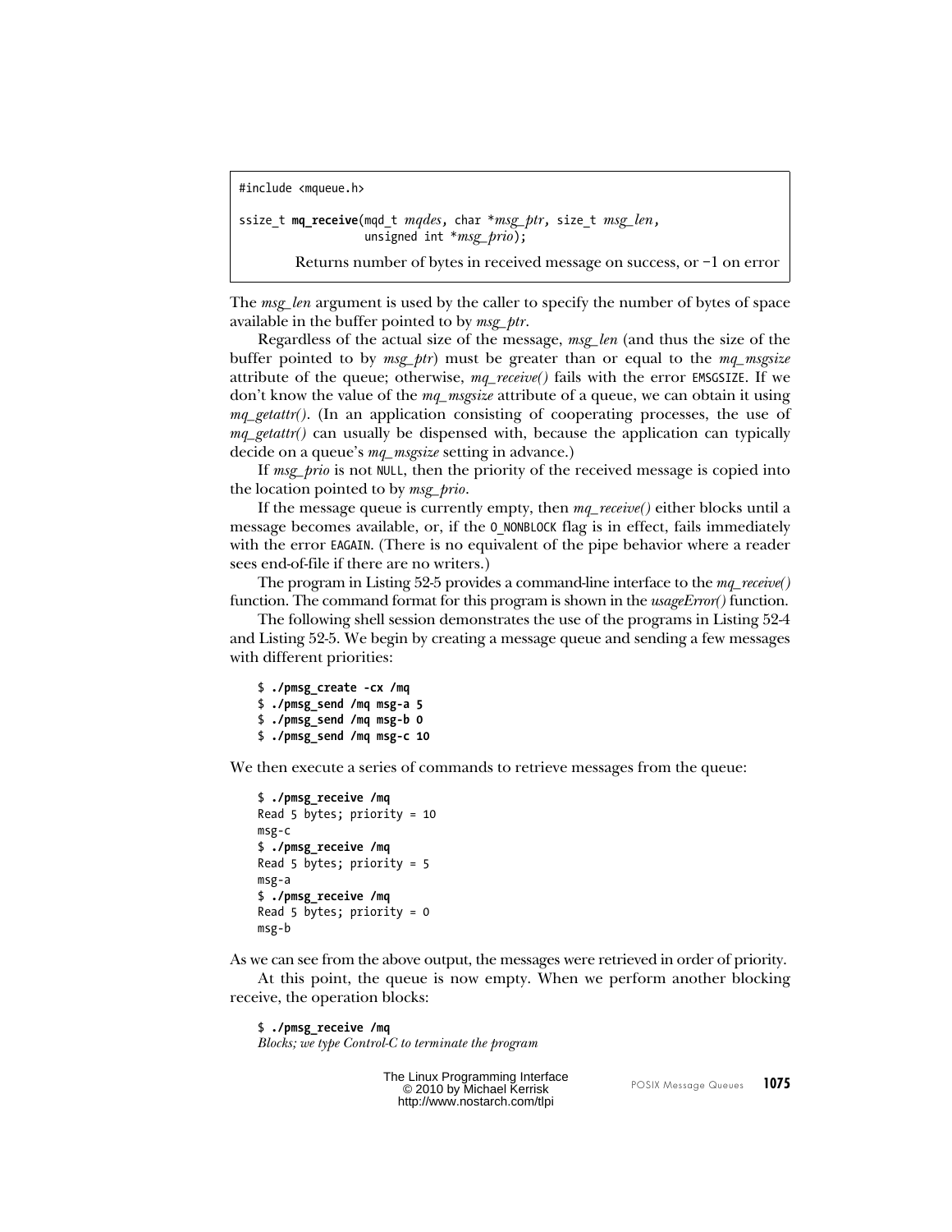```
#include <mqueue.h>

ssize_t mq_receive(mqd_t mqdes, char *msg_ptr, size_t msg_len,
                   unsigned int *msg_prio);
```

Returns number of bytes in received message on success, or –1 on error

The *msg_len* argument is used by the caller to specify the number of bytes of space available in the buffer pointed to by *msg_ptr*.

Regardless of the actual size of the message, *msg_len* (and thus the size of the buffer pointed to by *msg_ptr*) must be greater than or equal to the *mq_msgsize* attribute of the queue; otherwise, *mq_receive()* fails with the error EMSGSIZE. If we don't know the value of the *mq_msgsize* attribute of a queue, we can obtain it using *mq_getattr()*. (In an application consisting of cooperating processes, the use of *mq_getattr()* can usually be dispensed with, because the application can typically decide on a queue's *mq_msgsize* setting in advance.)

If *msg_prio* is not NULL, then the priority of the received message is copied into the location pointed to by *msg_prio*.

If the message queue is currently empty, then *mq_receive()* either blocks until a message becomes available, or, if the O_NONBLOCK flag is in effect, fails immediately with the error EAGAIN. (There is no equivalent of the pipe behavior where a reader sees end-of-file if there are no writers.)

The program in Listing 52-5 provides a command-line interface to the *mq_receive()* function. The command format for this program is shown in the *usageError()* function.

The following shell session demonstrates the use of the programs in Listing 52-4 and Listing 52-5. We begin by creating a message queue and sending a few messages with different priorities:

```
$ ./pmsg_create -cx /mq
$ ./pmsg_send /mq msg-a 5
$ ./pmsg_send /mq msg-b 0
$ ./pmsg_send /mq msg-c 10
```

We then execute a series of commands to retrieve messages from the queue:

```
$ ./pmsg_receive /mq
Read 5 bytes; priority = 10
msg-c
$ ./pmsg_receive /mq
Read 5 bytes; priority = 5
msg-a
$ ./pmsg_receive /mq
Read 5 bytes; priority = 0
msg-b
```

As we can see from the above output, the messages were retrieved in order of priority.

At this point, the queue is now empty. When we perform another blocking receive, the operation blocks:

```
$ ./pmsg_receive /mq
Blocks; we type Control-C to terminate the program
```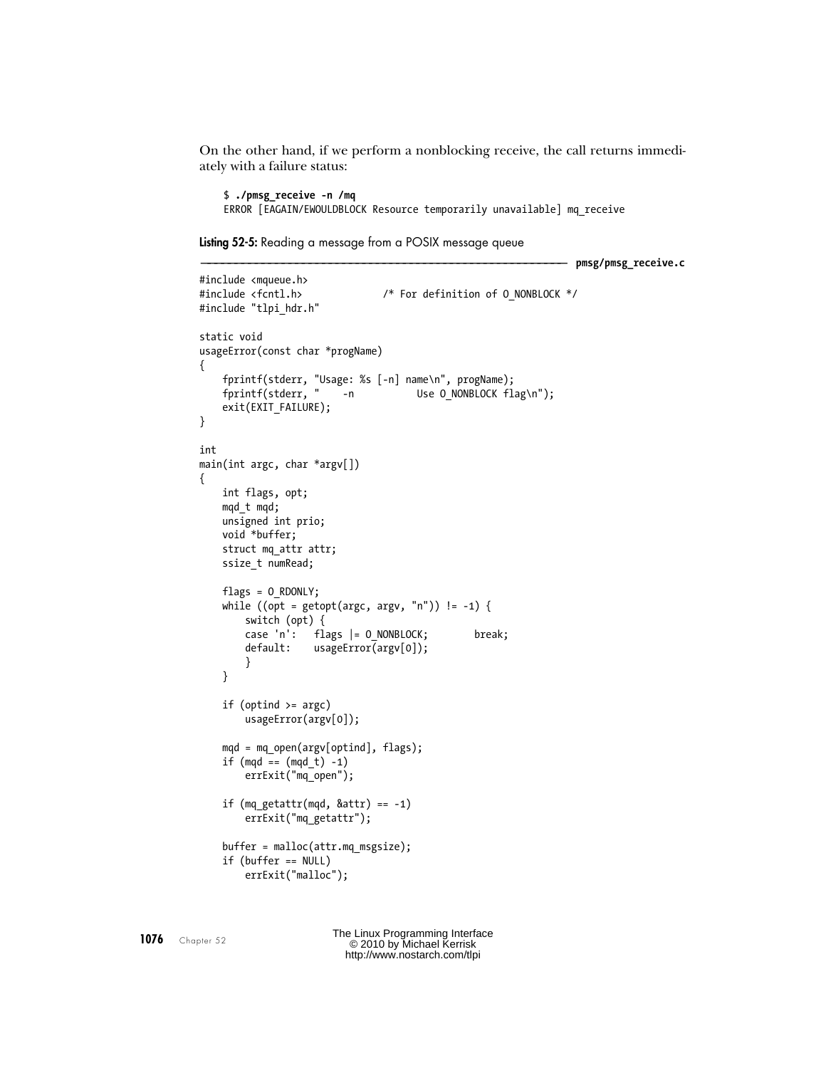On the other hand, if we perform a nonblocking receive, the call returns immediately with a failure status:

```
$ ./pmsg_receive -n /mq
ERROR [EAGAIN/EWOULDBLOCK Resource temporarily unavailable] mq_receive
```

**Listing 52-5:** Reading a message from a POSIX message queue

```
–––––––––––––––––––––––––––––––––––––––––––––––––––––––––––– pmsg/pmsg_receive.c
#include <mqueue.h>
#include <fcntl.h>              /* For definition of O_NONBLOCK */
#include "tlpi_hdr.h"

static void
usageError(const char *progName)
{
    fprintf(stderr, "Usage: %s [-n] name\n", progName);
    fprintf(stderr, "    -n           Use O_NONBLOCK flag\n");
    exit(EXIT_FAILURE);
}

int
main(int argc, char *argv[])
{
    int flags, opt;
    mqd_t mqd;
    unsigned int prio;
    void *buffer;
    struct mq_attr attr;
    ssize_t numRead;

    flags = O_RDONLY;
    while ((opt = getopt(argc, argv, "n")) != -1) {
        switch (opt) {
        case 'n':   flags |= O_NONBLOCK;        break;
        default:    usageError(argv[0]);
        }
    }

    if (optind >= argc)
        usageError(argv[0]);

    mqd = mq_open(argv[optind], flags);
    if (mqd == (mqd_t) -1)
        errExit("mq_open");

    if (mq_getattr(mqd, &attr) == -1)
        errExit("mq_getattr");

    buffer = malloc(attr.mq_msgsize);
    if (buffer == NULL)
        errExit("malloc");
```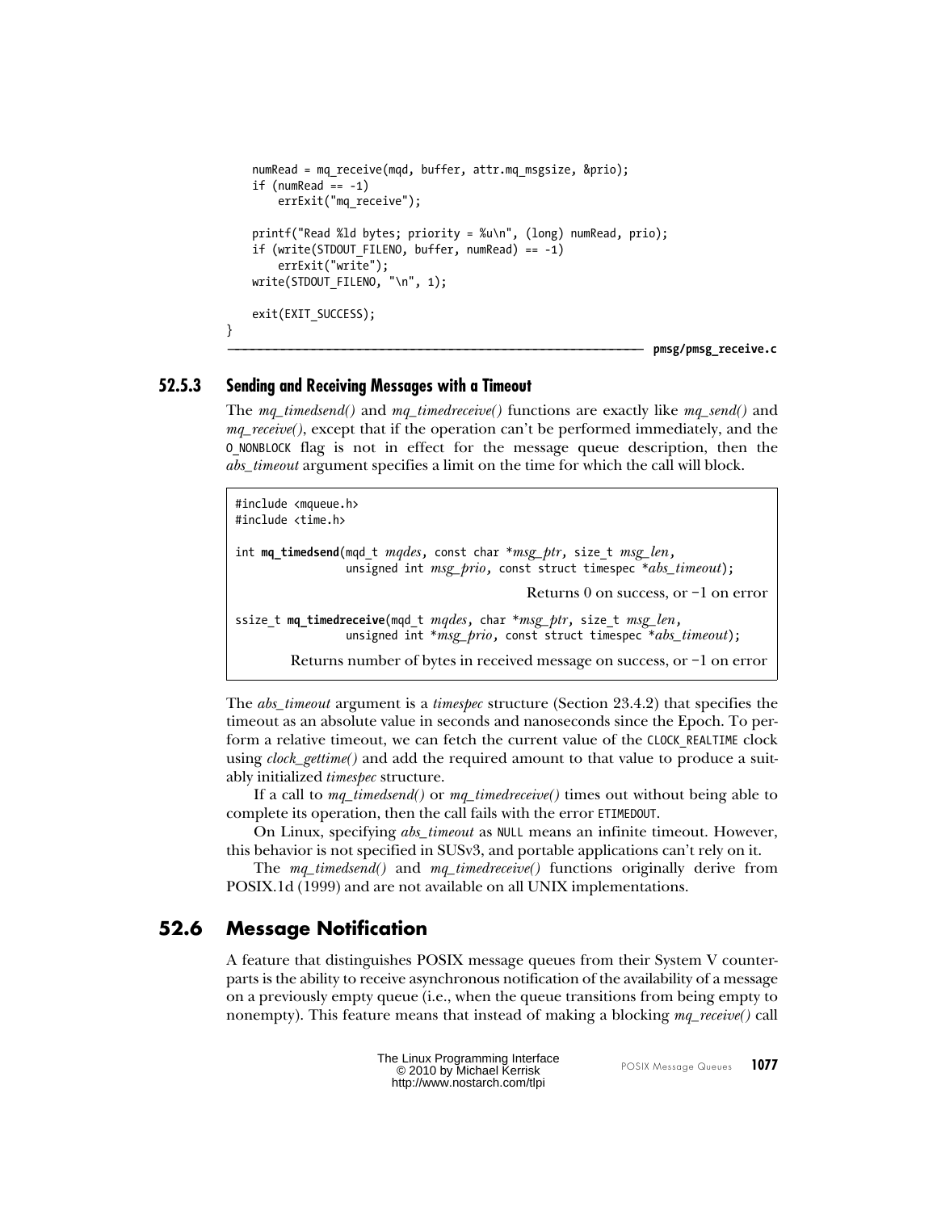```c
    numRead = mq_receive(mqd, buffer, attr.mq_msgsize, &prio);
    if (numRead == -1)
        errExit("mq_receive");

    printf("Read %ld bytes; priority = %u\n", (long) numRead, prio);
    if (write(STDOUT_FILENO, buffer, numRead) == -1)
        errExit("write");
    write(STDOUT_FILENO, "\n", 1);

    exit(EXIT_SUCCESS);
}
```

**pmsg/pmsg_receive.c**

### 52.5.3 Sending and Receiving Messages with a Timeout

The *mq_timedsend()* and *mq_timedreceive()* functions are exactly like *mq_send()* and *mq_receive()*, except that if the operation can't be performed immediately, and the O_NONBLOCK flag is not in effect for the message queue description, then the *abs_timeout* argument specifies a limit on the time for which the call will block.

```c
#include <mqueue.h>
#include <time.h>

int mq_timedsend(mqd_t mqdes, const char *msg_ptr, size_t msg_len,
                 unsigned int msg_prio, const struct timespec *abs_timeout);
```

Returns 0 on success, or –1 on error

```c
ssize_t mq_timedreceive(mqd_t mqdes, char *msg_ptr, size_t msg_len,
                 unsigned int *msg_prio, const struct timespec *abs_timeout);
```

Returns number of bytes in received message on success, or –1 on error

The *abs_timeout* argument is a *timespec* structure (Section 23.4.2) that specifies the timeout as an absolute value in seconds and nanoseconds since the Epoch. To perform a relative timeout, we can fetch the current value of the CLOCK_REALTIME clock using *clock_gettime()* and add the required amount to that value to produce a suitably initialized *timespec* structure.

If a call to *mq_timedsend()* or *mq_timedreceive()* times out without being able to complete its operation, then the call fails with the error ETIMEDOUT.

On Linux, specifying *abs_timeout* as NULL means an infinite timeout. However, this behavior is not specified in SUSv3, and portable applications can't rely on it.

The *mq_timedsend()* and *mq_timedreceive()* functions originally derive from POSIX.1d (1999) and are not available on all UNIX implementations.

## 52.6 Message Notification

A feature that distinguishes POSIX message queues from their System V counterparts is the ability to receive asynchronous notification of the availability of a message on a previously empty queue (i.e., when the queue transitions from being empty to nonempty). This feature means that instead of making a blocking *mq_receive()* call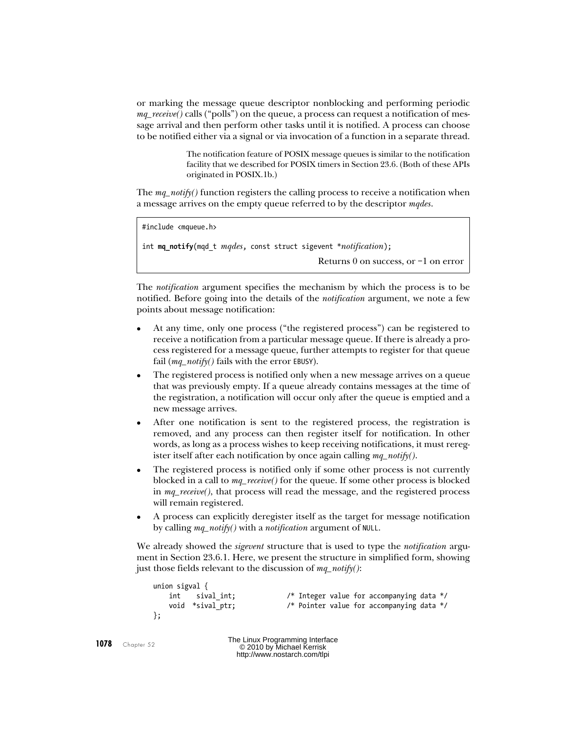or marking the message queue descriptor nonblocking and performing periodic *mq_receive()* calls ("polls") on the queue, a process can request a notification of message arrival and then perform other tasks until it is notified. A process can choose to be notified either via a signal or via invocation of a function in a separate thread.

> The notification feature of POSIX message queues is similar to the notification facility that we described for POSIX timers in Section 23.6. (Both of these APIs originated in POSIX.1b.)

The *mq_notify()* function registers the calling process to receive a notification when a message arrives on the empty queue referred to by the descriptor *mqdes*.

```
#include <mqueue.h>

int mq_notify(mqd_t mqdes, const struct sigevent *notification);

                                    Returns 0 on success, or –1 on error
```

The *notification* argument specifies the mechanism by which the process is to be notified. Before going into the details of the *notification* argument, we note a few points about message notification:

- At any time, only one process ("the registered process") can be registered to receive a notification from a particular message queue. If there is already a process registered for a message queue, further attempts to register for that queue fail (*mq_notify()* fails with the error EBUSY).
- The registered process is notified only when a new message arrives on a queue that was previously empty. If a queue already contains messages at the time of the registration, a notification will occur only after the queue is emptied and a new message arrives.
- After one notification is sent to the registered process, the registration is removed, and any process can then register itself for notification. In other words, as long as a process wishes to keep receiving notifications, it must reregister itself after each notification by once again calling *mq_notify()*.
- The registered process is notified only if some other process is not currently blocked in a call to *mq_receive()* for the queue. If some other process is blocked in *mq_receive()*, that process will read the message, and the registered process will remain registered.
- A process can explicitly deregister itself as the target for message notification by calling *mq_notify()* with a *notification* argument of NULL.

We already showed the *sigevent* structure that is used to type the *notification* argument in Section 23.6.1. Here, we present the structure in simplified form, showing just those fields relevant to the discussion of *mq_notify()*:

```
union sigval {
    int    sival_int;             /* Integer value for accompanying data */
    void  *sival_ptr;             /* Pointer value for accompanying data */
};
```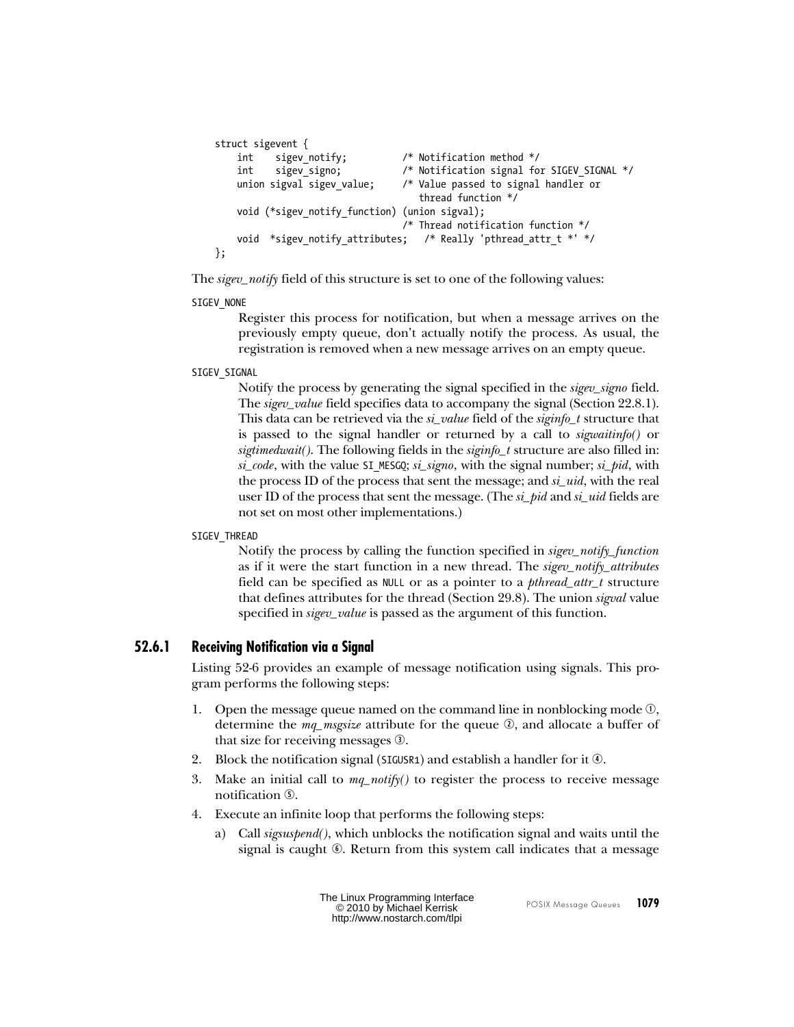```
struct sigevent {
    int    sigev_notify;          /* Notification method */
    int    sigev_signo;           /* Notification signal for SIGEV_SIGNAL */
    union sigval sigev_value;     /* Value passed to signal handler or
                                     thread function */
    void (*sigev_notify_function) (union sigval);
                                  /* Thread notification function */
    void  *sigev_notify_attributes;   /* Really 'pthread_attr_t *' */
};
```

The *sigev_notify* field of this structure is set to one of the following values:

`SIGEV_NONE`

Register this process for notification, but when a message arrives on the previously empty queue, don't actually notify the process. As usual, the registration is removed when a new message arrives on an empty queue.

`SIGEV_SIGNAL`

Notify the process by generating the signal specified in the *sigev_signo* field. The *sigev_value* field specifies data to accompany the signal (Section 22.8.1). This data can be retrieved via the *si_value* field of the *siginfo_t* structure that is passed to the signal handler or returned by a call to *sigwaitinfo()* or *sigtimedwait()*. The following fields in the *siginfo_t* structure are also filled in: *si_code*, with the value `SI_MESGQ`; *si_signo*, with the signal number; *si_pid*, with the process ID of the process that sent the message; and *si_uid*, with the real user ID of the process that sent the message. (The *si_pid* and *si_uid* fields are not set on most other implementations.)

`SIGEV_THREAD`

Notify the process by calling the function specified in *sigev_notify_function* as if it were the start function in a new thread. The *sigev_notify_attributes* field can be specified as `NULL` or as a pointer to a *pthread_attr_t* structure that defines attributes for the thread (Section 29.8). The union *sigval* value specified in *sigev_value* is passed as the argument of this function.

### 52.6.1 Receiving Notification via a Signal

Listing 52-6 provides an example of message notification using signals. This program performs the following steps:

1. Open the message queue named on the command line in nonblocking mode ①, determine the *mq_msgsize* attribute for the queue ②, and allocate a buffer of that size for receiving messages ③.
2. Block the notification signal (`SIGUSR1`) and establish a handler for it ④.
3. Make an initial call to *mq_notify()* to register the process to receive message notification ⑤.
4. Execute an infinite loop that performs the following steps:
   a) Call *sigsuspend()*, which unblocks the notification signal and waits until the signal is caught ⑥. Return from this system call indicates that a message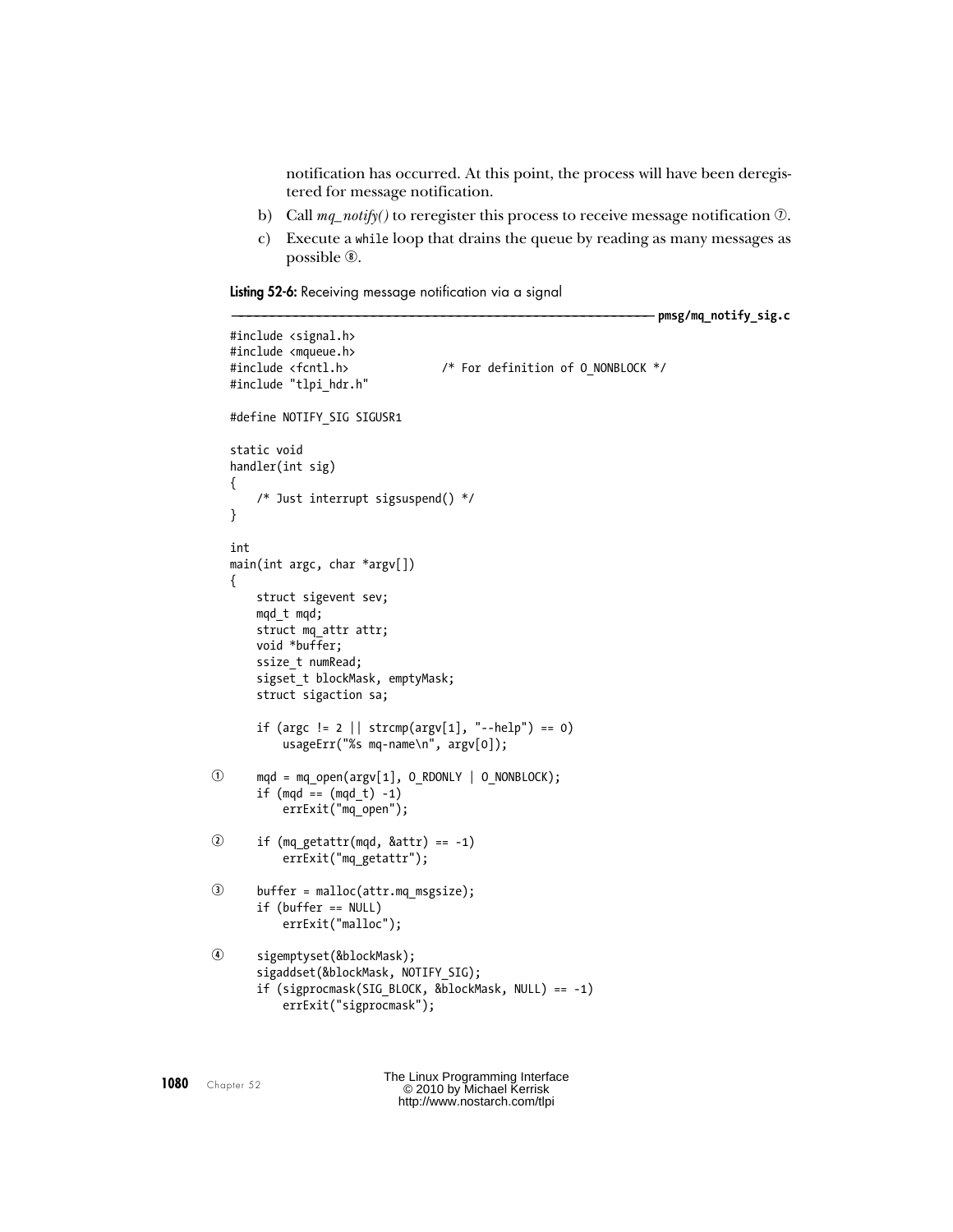notification has occurred. At this point, the process will have been deregistered for message notification.

b) Call *mq_notify()* to reregister this process to receive message notification ⑦.

c) Execute a `while` loop that drains the queue by reading as many messages as possible ⑧.

**Listing 52-6:** Receiving message notification via a signal

```
––––––––––––––––––––––––––––––––––––––––––––––––––––––––– pmsg/mq_notify_sig.c
#include <signal.h>
#include <mqueue.h>
#include <fcntl.h>              /* For definition of O_NONBLOCK */
#include "tlpi_hdr.h"

#define NOTIFY_SIG SIGUSR1

static void
handler(int sig)
{
    /* Just interrupt sigsuspend() */
}

int
main(int argc, char *argv[])
{
    struct sigevent sev;
    mqd_t mqd;
    struct mq_attr attr;
    void *buffer;
    ssize_t numRead;
    sigset_t blockMask, emptyMask;
    struct sigaction sa;

    if (argc != 2 || strcmp(argv[1], "--help") == 0)
        usageErr("%s mq-name\n", argv[0]);

①   mqd = mq_open(argv[1], O_RDONLY | O_NONBLOCK);
    if (mqd == (mqd_t) -1)
        errExit("mq_open");

②   if (mq_getattr(mqd, &attr) == -1)
        errExit("mq_getattr");

③   buffer = malloc(attr.mq_msgsize);
    if (buffer == NULL)
        errExit("malloc");

④   sigemptyset(&blockMask);
    sigaddset(&blockMask, NOTIFY_SIG);
    if (sigprocmask(SIG_BLOCK, &blockMask, NULL) == -1)
        errExit("sigprocmask");
```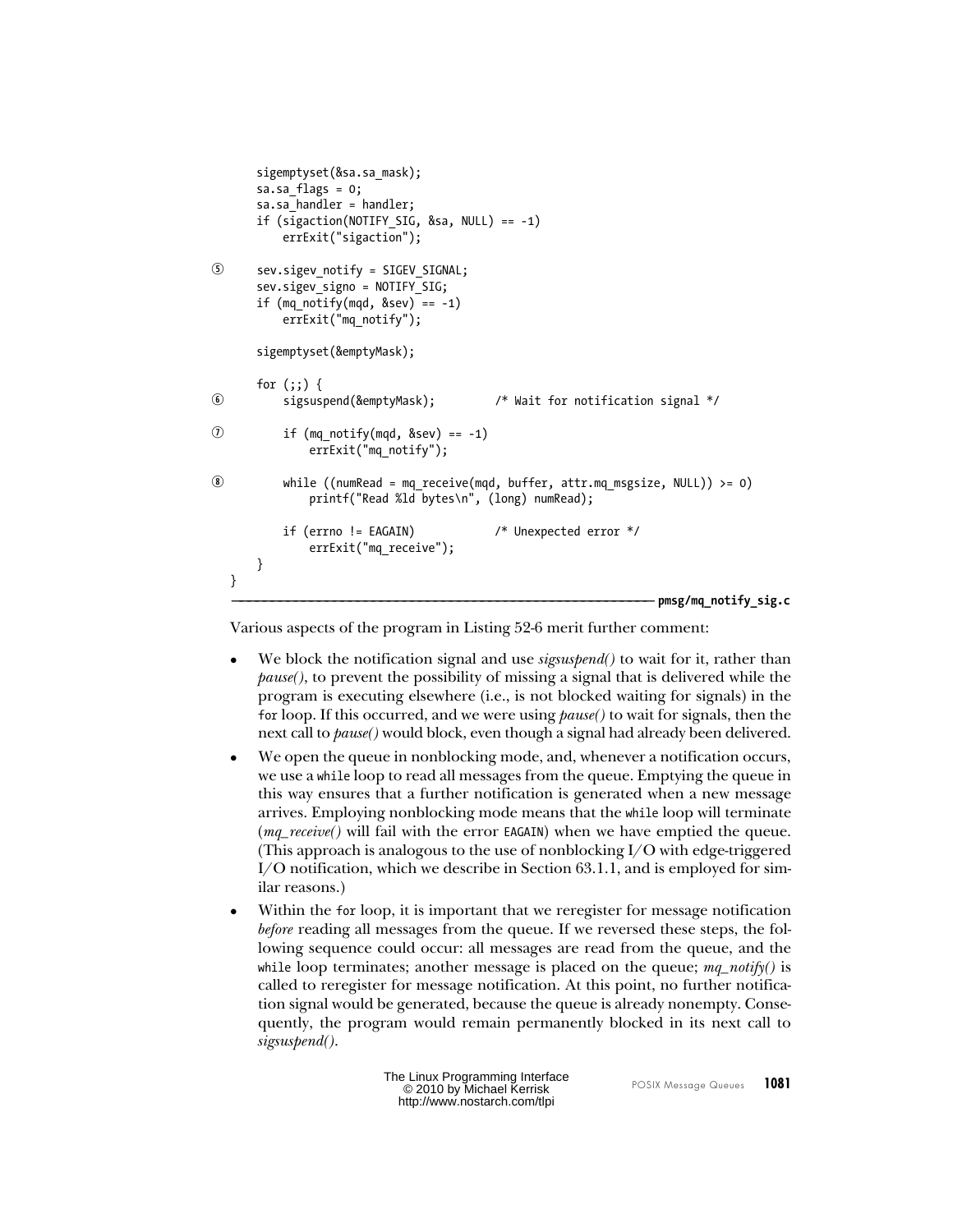```
    sigemptyset(&sa.sa_mask);
    sa.sa_flags = 0;
    sa.sa_handler = handler;
    if (sigaction(NOTIFY_SIG, &sa, NULL) == -1)
        errExit("sigaction");

⑤   sev.sigev_notify = SIGEV_SIGNAL;
    sev.sigev_signo = NOTIFY_SIG;
    if (mq_notify(mqd, &sev) == -1)
        errExit("mq_notify");

    sigemptyset(&emptyMask);

    for (;;) {
⑥       sigsuspend(&emptyMask);         /* Wait for notification signal */

⑦       if (mq_notify(mqd, &sev) == -1)
            errExit("mq_notify");

⑧       while ((numRead = mq_receive(mqd, buffer, attr.mq_msgsize, NULL)) >= 0)
            printf("Read %ld bytes\n", (long) numRead);

        if (errno != EAGAIN)            /* Unexpected error */
            errExit("mq_receive");
    }
}
```

**pmsg/mq_notify_sig.c**

Various aspects of the program in Listing 52-6 merit further comment:

- We block the notification signal and use *sigsuspend()* to wait for it, rather than *pause()*, to prevent the possibility of missing a signal that is delivered while the program is executing elsewhere (i.e., is not blocked waiting for signals) in the `for` loop. If this occurred, and we were using *pause()* to wait for signals, then the next call to *pause()* would block, even though a signal had already been delivered.
- We open the queue in nonblocking mode, and, whenever a notification occurs, we use a `while` loop to read all messages from the queue. Emptying the queue in this way ensures that a further notification is generated when a new message arrives. Employing nonblocking mode means that the `while` loop will terminate (*mq_receive()* will fail with the error `EAGAIN`) when we have emptied the queue. (This approach is analogous to the use of nonblocking I/O with edge-triggered I/O notification, which we describe in Section 63.1.1, and is employed for similar reasons.)
- Within the `for` loop, it is important that we reregister for message notification *before* reading all messages from the queue. If we reversed these steps, the following sequence could occur: all messages are read from the queue, and the `while` loop terminates; another message is placed on the queue; *mq_notify()* is called to reregister for message notification. At this point, no further notification signal would be generated, because the queue is already nonempty. Consequently, the program would remain permanently blocked in its next call to *sigsuspend()*.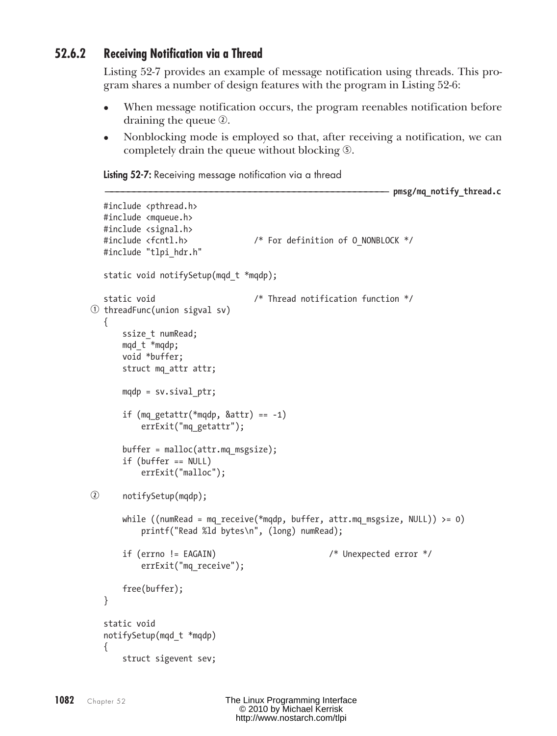### 52.6.2 Receiving Notification via a Thread

Listing 52-7 provides an example of message notification using threads. This program shares a number of design features with the program in Listing 52-6:

- When message notification occurs, the program reenables notification before draining the queue ②.
- Nonblocking mode is employed so that, after receiving a notification, we can completely drain the queue without blocking ⑤.

**Listing 52-7:** Receiving message notification via a thread

```
––––––––––––––––––––––––––––––––––––––––––––––––––––––– pmsg/mq_notify_thread.c
#include <pthread.h>
#include <mqueue.h>
#include <signal.h>
#include <fcntl.h>              /* For definition of O_NONBLOCK */
#include "tlpi_hdr.h"

static void notifySetup(mqd_t *mqdp);

static void                     /* Thread notification function */
threadFunc(union sigval sv)                                          ①
{
    ssize_t numRead;
    mqd_t *mqdp;
    void *buffer;
    struct mq_attr attr;

    mqdp = sv.sival_ptr;

    if (mq_getattr(*mqdp, &attr) == -1)
        errExit("mq_getattr");

    buffer = malloc(attr.mq_msgsize);
    if (buffer == NULL)
        errExit("malloc");

    notifySetup(mqdp);                                               ②

    while ((numRead = mq_receive(*mqdp, buffer, attr.mq_msgsize, NULL)) >= 0)
        printf("Read %ld bytes\n", (long) numRead);

    if (errno != EAGAIN)                        /* Unexpected error */
        errExit("mq_receive");

    free(buffer);
}

static void
notifySetup(mqd_t *mqdp)
{
    struct sigevent sev;
```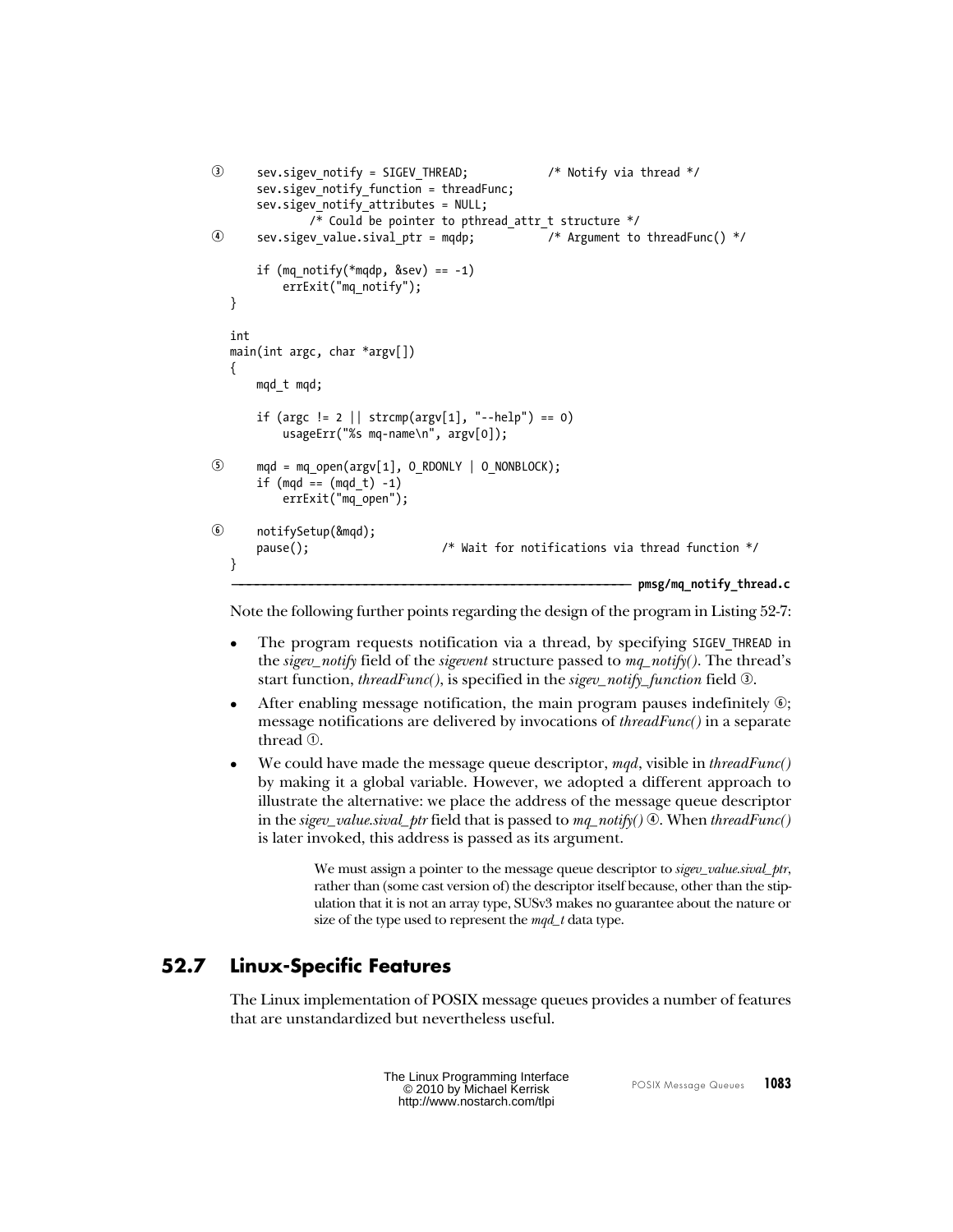```
③     sev.sigev_notify = SIGEV_THREAD;            /* Notify via thread */
      sev.sigev_notify_function = threadFunc;
      sev.sigev_notify_attributes = NULL;
              /* Could be pointer to pthread_attr_t structure */
④     sev.sigev_value.sival_ptr = mqdp;           /* Argument to threadFunc() */

      if (mq_notify(*mqdp, &sev) == -1)
          errExit("mq_notify");
  }

  int
  main(int argc, char *argv[])
  {
      mqd_t mqd;

      if (argc != 2 || strcmp(argv[1], "--help") == 0)
          usageErr("%s mq-name\n", argv[0]);

⑤     mqd = mq_open(argv[1], O_RDONLY | O_NONBLOCK);
      if (mqd == (mqd_t) -1)
          errExit("mq_open");

⑥     notifySetup(&mqd);
      pause();                    /* Wait for notifications via thread function */
  }
```

**pmsg/mq_notify_thread.c**

Note the following further points regarding the design of the program in Listing 52-7:

- The program requests notification via a thread, by specifying `SIGEV_THREAD` in the *sigev_notify* field of the *sigevent* structure passed to *mq_notify()*. The thread's start function, *threadFunc()*, is specified in the *sigev_notify_function* field ③.
- After enabling message notification, the main program pauses indefinitely ⑥; message notifications are delivered by invocations of *threadFunc()* in a separate thread ①.
- We could have made the message queue descriptor, *mqd*, visible in *threadFunc()* by making it a global variable. However, we adopted a different approach to illustrate the alternative: we place the address of the message queue descriptor in the *sigev_value.sival_ptr* field that is passed to *mq_notify()* ④. When *threadFunc()* is later invoked, this address is passed as its argument.

> We must assign a pointer to the message queue descriptor to *sigev_value.sival_ptr*, rather than (some cast version of) the descriptor itself because, other than the stipulation that it is not an array type, SUSv3 makes no guarantee about the nature or size of the type used to represent the *mqd_t* data type.

## 52.7 Linux-Specific Features

The Linux implementation of POSIX message queues provides a number of features that are unstandardized but nevertheless useful.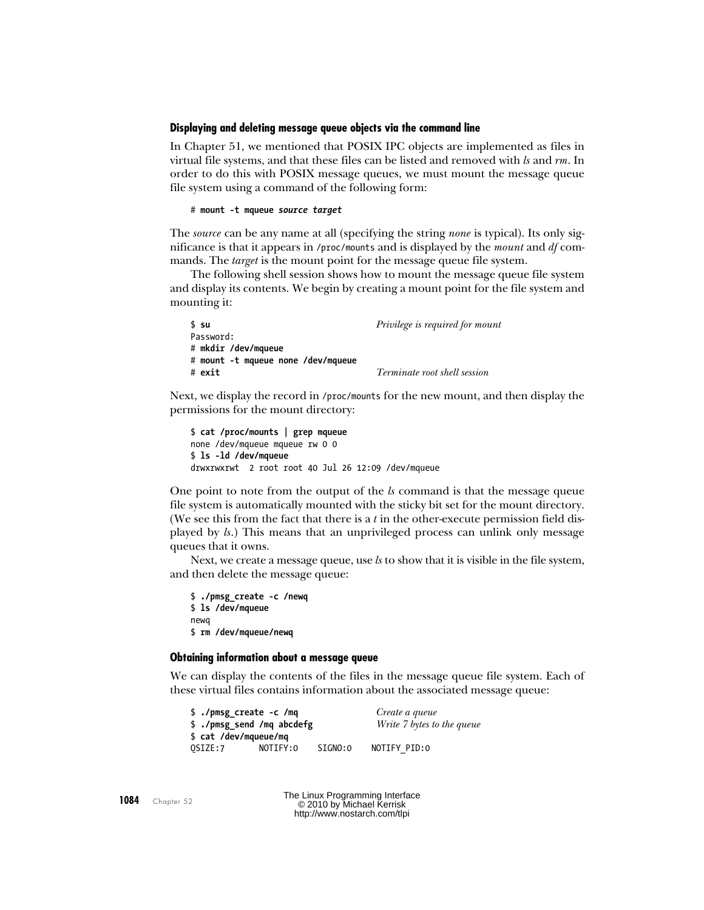#### Displaying and deleting message queue objects via the command line

In Chapter 51, we mentioned that POSIX IPC objects are implemented as files in virtual file systems, and that these files can be listed and removed with *ls* and *rm*. In order to do this with POSIX message queues, we must mount the message queue file system using a command of the following form:

```
# mount -t mqueue source target
```

The *source* can be any name at all (specifying the string *none* is typical). Its only significance is that it appears in /proc/mounts and is displayed by the *mount* and *df* commands. The *target* is the mount point for the message queue file system.

The following shell session shows how to mount the message queue file system and display its contents. We begin by creating a mount point for the file system and mounting it:

```
$ su                                     Privilege is required for mount
Password:
# mkdir /dev/mqueue
# mount -t mqueue none /dev/mqueue
# exit                                   Terminate root shell session
```

Next, we display the record in /proc/mounts for the new mount, and then display the permissions for the mount directory:

```
$ cat /proc/mounts | grep mqueue
none /dev/mqueue mqueue rw 0 0
$ ls -ld /dev/mqueue
drwxrwxrwt  2 root root 40 Jul 26 12:09 /dev/mqueue
```

One point to note from the output of the *ls* command is that the message queue file system is automatically mounted with the sticky bit set for the mount directory. (We see this from the fact that there is a *t* in the other-execute permission field displayed by *ls*.) This means that an unprivileged process can unlink only message queues that it owns.

Next, we create a message queue, use *ls* to show that it is visible in the file system, and then delete the message queue:

```
$ ./pmsg_create -c /newq
$ ls /dev/mqueue
newq
$ rm /dev/mqueue/newq
```

#### Obtaining information about a message queue

We can display the contents of the files in the message queue file system. Each of these virtual files contains information about the associated message queue:

```
$ ./pmsg_create -c /mq                   Create a queue
$ ./pmsg_send /mq abcdefg                Write 7 bytes to the queue
$ cat /dev/mqueue/mq
QSIZE:7         NOTIFY:0    SIGNO:0     NOTIFY_PID:0
```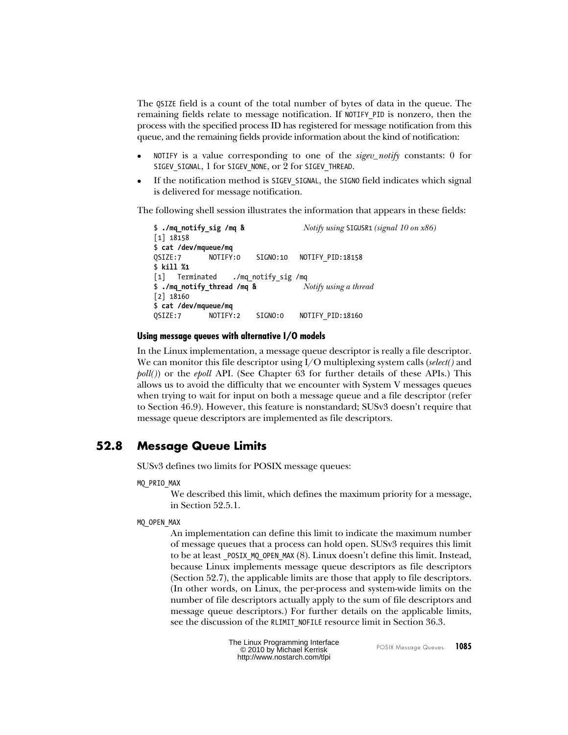The `QSIZE` field is a count of the total number of bytes of data in the queue. The remaining fields relate to message notification. If `NOTIFY_PID` is nonzero, then the process with the specified process ID has registered for message notification from this queue, and the remaining fields provide information about the kind of notification:

- `NOTIFY` is a value corresponding to one of the *sigev_notify* constants: 0 for `SIGEV_SIGNAL`, 1 for `SIGEV_NONE`, or 2 for `SIGEV_THREAD`.
- If the notification method is `SIGEV_SIGNAL`, the `SIGNO` field indicates which signal is delivered for message notification.

The following shell session illustrates the information that appears in these fields:

```
$ ./mq_notify_sig /mq &              Notify using SIGUSR1 (signal 10 on x86)
[1] 18158
$ cat /dev/mqueue/mq
QSIZE:7       NOTIFY:0    SIGNO:10   NOTIFY_PID:18158
$ kill %1
[1]   Terminated    ./mq_notify_sig /mq
$ ./mq_notify_thread /mq &           Notify using a thread
[2] 18160
$ cat /dev/mqueue/mq
QSIZE:7       NOTIFY:2    SIGNO:0    NOTIFY_PID:18160
```

#### Using message queues with alternative I/O models

In the Linux implementation, a message queue descriptor is really a file descriptor. We can monitor this file descriptor using I/O multiplexing system calls (*select()* and *poll()*) or the *epoll* API. (See Chapter 63 for further details of these APIs.) This allows us to avoid the difficulty that we encounter with System V messages queues when trying to wait for input on both a message queue and a file descriptor (refer to Section 46.9). However, this feature is nonstandard; SUSv3 doesn't require that message queue descriptors are implemented as file descriptors.

## 52.8 Message Queue Limits

SUSv3 defines two limits for POSIX message queues:

`MQ_PRIO_MAX`

We described this limit, which defines the maximum priority for a message, in Section 52.5.1.

`MQ_OPEN_MAX`

An implementation can define this limit to indicate the maximum number of message queues that a process can hold open. SUSv3 requires this limit to be at least `_POSIX_MQ_OPEN_MAX` (8). Linux doesn't define this limit. Instead, because Linux implements message queue descriptors as file descriptors (Section 52.7), the applicable limits are those that apply to file descriptors. (In other words, on Linux, the per-process and system-wide limits on the number of file descriptors actually apply to the sum of file descriptors and message queue descriptors.) For further details on the applicable limits, see the discussion of the `RLIMIT_NOFILE` resource limit in Section 36.3.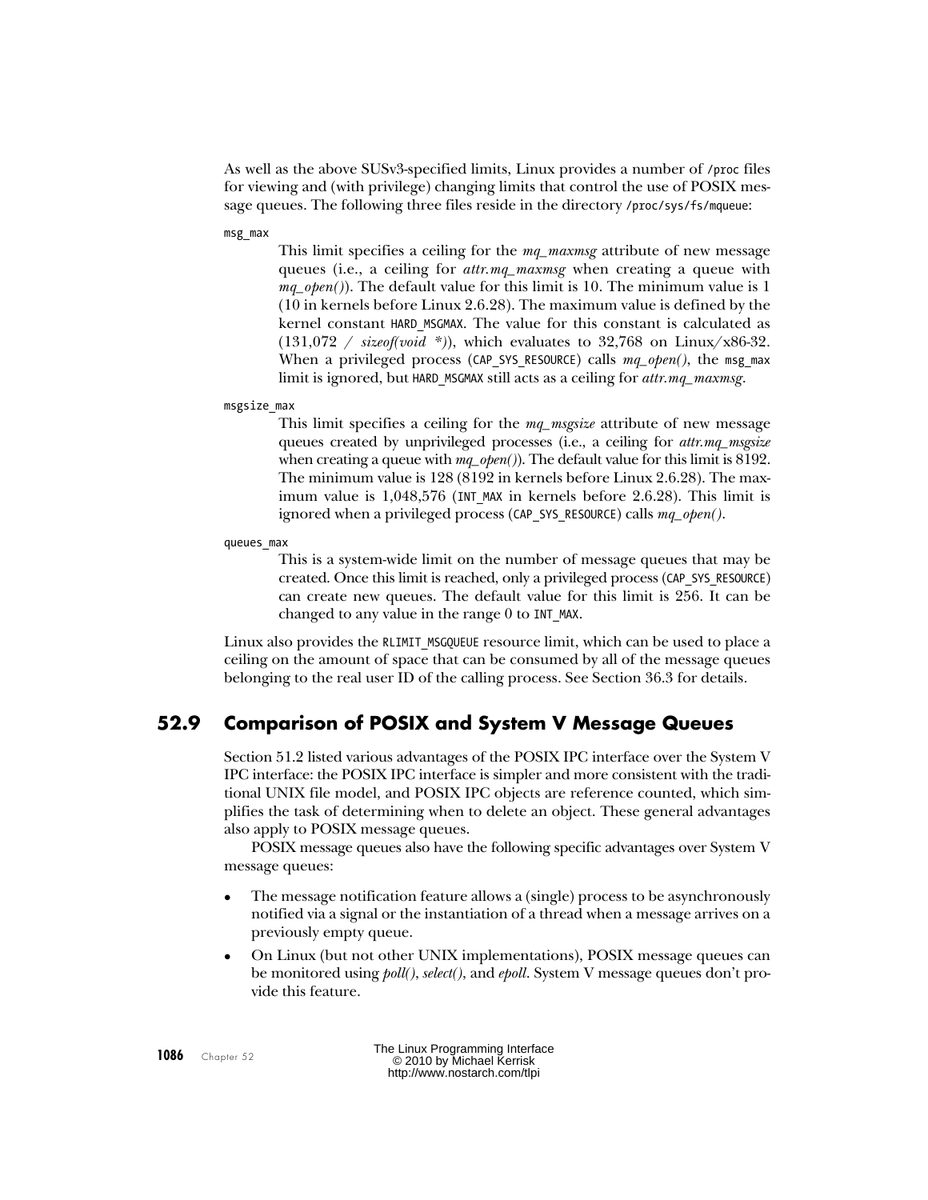As well as the above SUSv3-specified limits, Linux provides a number of `/proc` files for viewing and (with privilege) changing limits that control the use of POSIX message queues. The following three files reside in the directory `/proc/sys/fs/mqueue`:

`msg_max`

This limit specifies a ceiling for the *mq_maxmsg* attribute of new message queues (i.e., a ceiling for *attr.mq_maxmsg* when creating a queue with *mq_open()*). The default value for this limit is 10. The minimum value is 1 (10 in kernels before Linux 2.6.28). The maximum value is defined by the kernel constant `HARD_MSGMAX`. The value for this constant is calculated as (131,072 / *sizeof(void \*)*), which evaluates to 32,768 on Linux/x86-32. When a privileged process (`CAP_SYS_RESOURCE`) calls *mq_open()*, the `msg_max` limit is ignored, but `HARD_MSGMAX` still acts as a ceiling for *attr.mq_maxmsg*.

`msgsize_max`

This limit specifies a ceiling for the *mq_msgsize* attribute of new message queues created by unprivileged processes (i.e., a ceiling for *attr.mq_msgsize* when creating a queue with *mq_open()*). The default value for this limit is 8192. The minimum value is 128 (8192 in kernels before Linux 2.6.28). The maximum value is 1,048,576 (`INT_MAX` in kernels before 2.6.28). This limit is ignored when a privileged process (`CAP_SYS_RESOURCE`) calls *mq_open()*.

`queues_max`

This is a system-wide limit on the number of message queues that may be created. Once this limit is reached, only a privileged process (`CAP_SYS_RESOURCE`) can create new queues. The default value for this limit is 256. It can be changed to any value in the range 0 to `INT_MAX`.

Linux also provides the `RLIMIT_MSGQUEUE` resource limit, which can be used to place a ceiling on the amount of space that can be consumed by all of the message queues belonging to the real user ID of the calling process. See Section 36.3 for details.

## 52.9 Comparison of POSIX and System V Message Queues

Section 51.2 listed various advantages of the POSIX IPC interface over the System V IPC interface: the POSIX IPC interface is simpler and more consistent with the traditional UNIX file model, and POSIX IPC objects are reference counted, which simplifies the task of determining when to delete an object. These general advantages also apply to POSIX message queues.

POSIX message queues also have the following specific advantages over System V message queues:

- The message notification feature allows a (single) process to be asynchronously notified via a signal or the instantiation of a thread when a message arrives on a previously empty queue.
- On Linux (but not other UNIX implementations), POSIX message queues can be monitored using *poll()*, *select()*, and *epoll*. System V message queues don't provide this feature.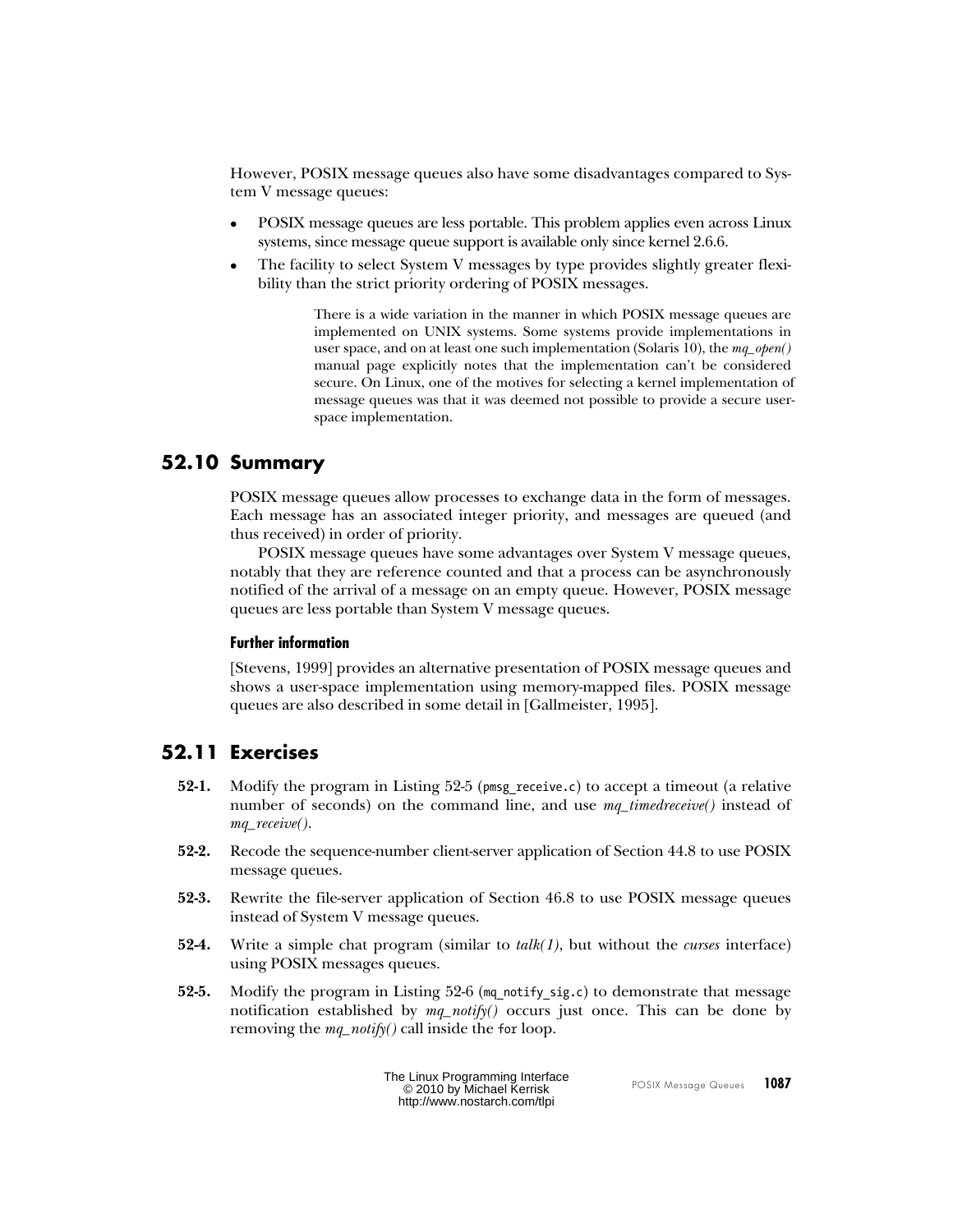However, POSIX message queues also have some disadvantages compared to System V message queues:

- POSIX message queues are less portable. This problem applies even across Linux systems, since message queue support is available only since kernel 2.6.6.
- The facility to select System V messages by type provides slightly greater flexibility than the strict priority ordering of POSIX messages.

> There is a wide variation in the manner in which POSIX message queues are implemented on UNIX systems. Some systems provide implementations in user space, and on at least one such implementation (Solaris 10), the *mq_open()* manual page explicitly notes that the implementation can't be considered secure. On Linux, one of the motives for selecting a kernel implementation of message queues was that it was deemed not possible to provide a secure user-space implementation.

## 52.10 Summary

POSIX message queues allow processes to exchange data in the form of messages. Each message has an associated integer priority, and messages are queued (and thus received) in order of priority.

POSIX message queues have some advantages over System V message queues, notably that they are reference counted and that a process can be asynchronously notified of the arrival of a message on an empty queue. However, POSIX message queues are less portable than System V message queues.

### Further information

[Stevens, 1999] provides an alternative presentation of POSIX message queues and shows a user-space implementation using memory-mapped files. POSIX message queues are also described in some detail in [Gallmeister, 1995].

## 52.11 Exercises

**52-1.** Modify the program in Listing 52-5 (`pmsg_receive.c`) to accept a timeout (a relative number of seconds) on the command line, and use *mq_timedreceive()* instead of *mq_receive()*.

**52-2.** Recode the sequence-number client-server application of Section 44.8 to use POSIX message queues.

**52-3.** Rewrite the file-server application of Section 46.8 to use POSIX message queues instead of System V message queues.

**52-4.** Write a simple chat program (similar to *talk(1)*, but without the *curses* interface) using POSIX messages queues.

**52-5.** Modify the program in Listing 52-6 (`mq_notify_sig.c`) to demonstrate that message notification established by *mq_notify()* occurs just once. This can be done by removing the *mq_notify()* call inside the `for` loop.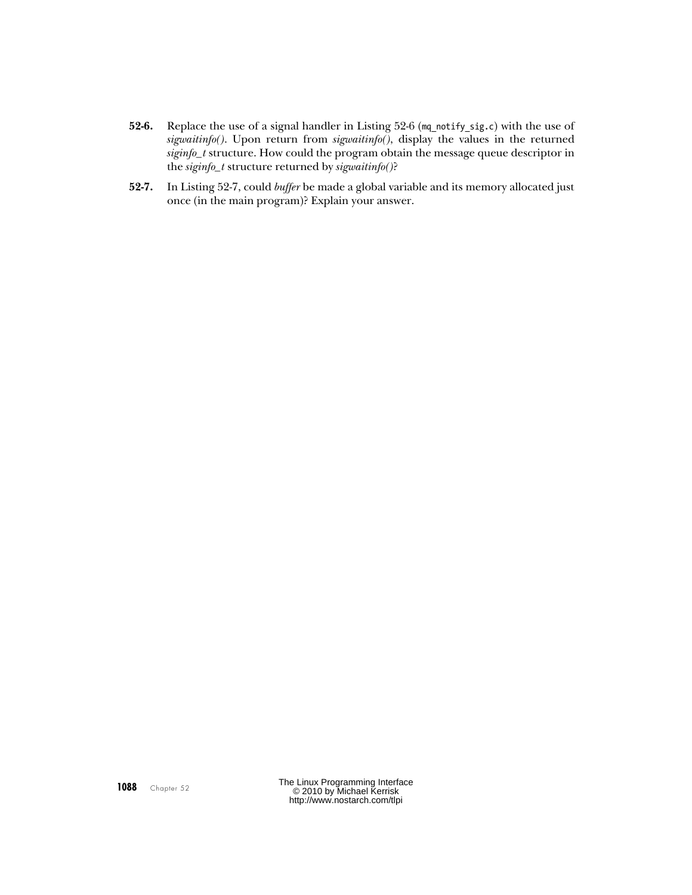**52-6.** Replace the use of a signal handler in Listing 52-6 (`mq_notify_sig.c`) with the use of *sigwaitinfo()*. Upon return from *sigwaitinfo()*, display the values in the returned *siginfo_t* structure. How could the program obtain the message queue descriptor in the *siginfo_t* structure returned by *sigwaitinfo()*?

**52-7.** In Listing 52-7, could *buffer* be made a global variable and its memory allocated just once (in the main program)? Explain your answer.